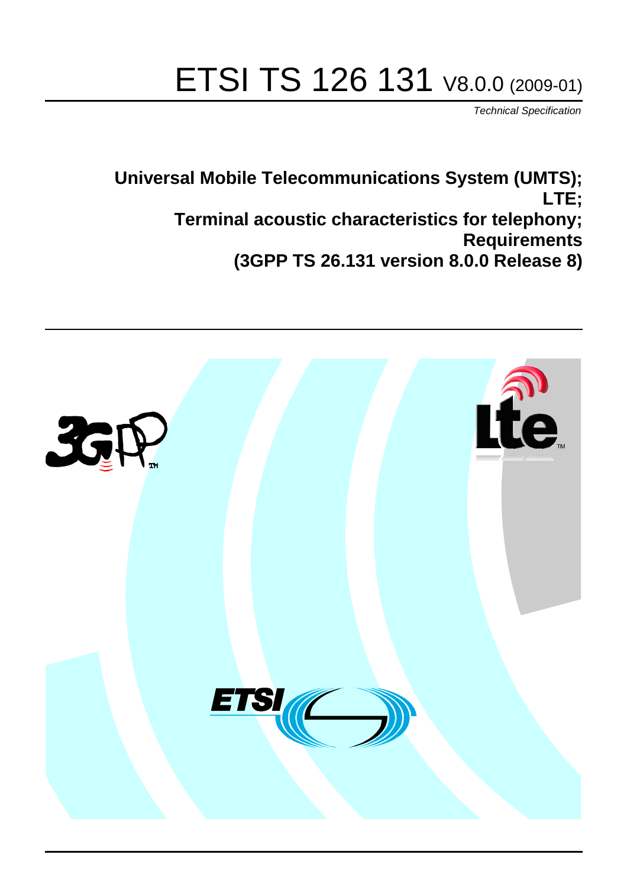# ETSI TS 126 131 V8.0.0 (2009-01)

*Technical Specification*

**Universal Mobile Telecommunications System (UMTS); LTE; Terminal acoustic characteristics for telephony; Requirements (3GPP TS 26.131 version 8.0.0 Release 8)**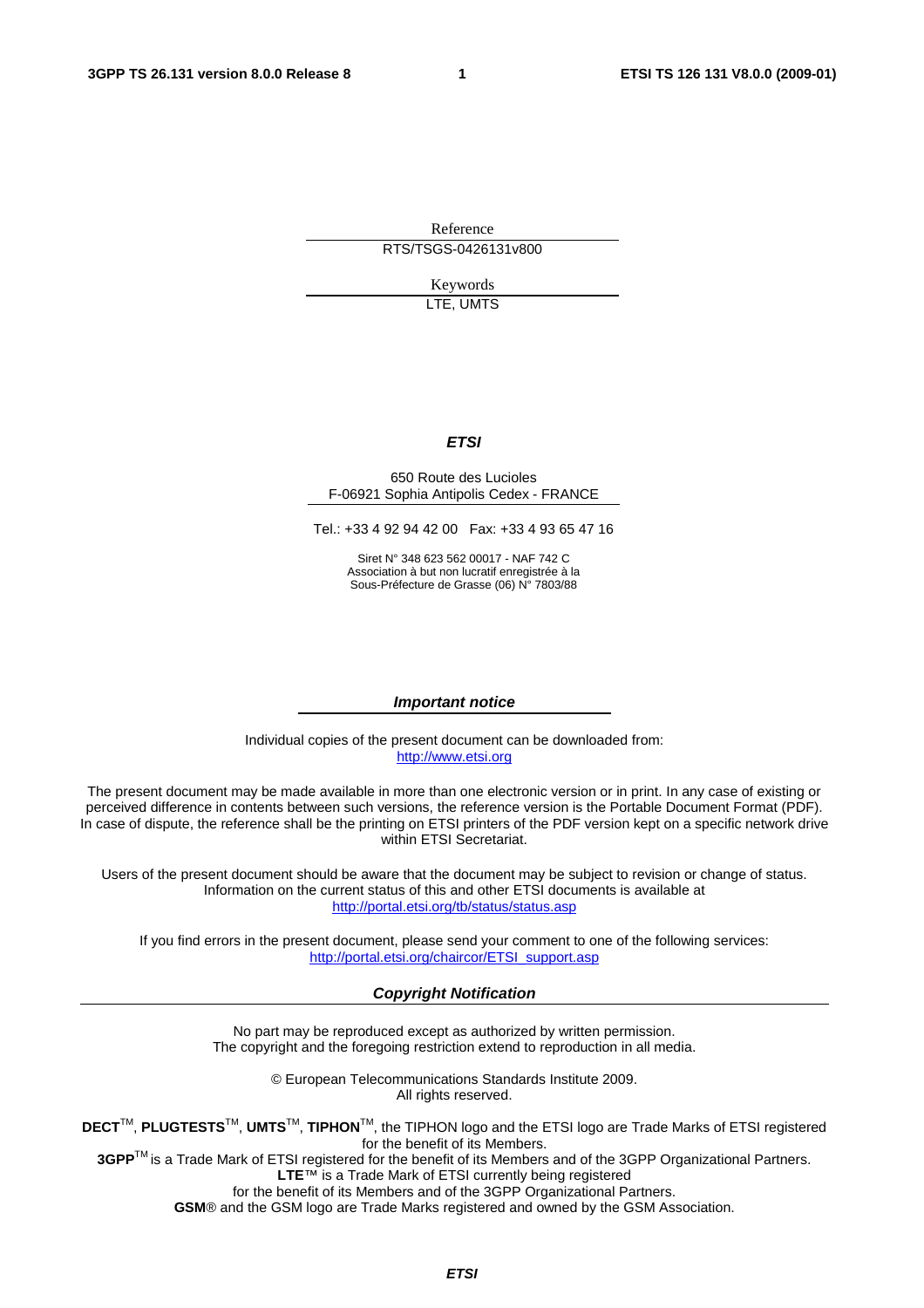Reference

RTS/TSGS-0426131v800

Keywords

LTE, UMTS

***ETSI***

650 Route des Lucioles
F-06921 Sophia Antipolis Cedex - FRANCE

Tel.: +33 4 92 94 42 00 Fax: +33 4 93 65 47 16

Siret N° 348 623 562 00017 - NAF 742 C
Association à but non lucratif enregistrée à la
Sous-Préfecture de Grasse (06) N° 7803/88

***Important notice***

Individual copies of the present document can be downloaded from:
http://www.etsi.org

The present document may be made available in more than one electronic version or in print. In any case of existing or perceived difference in contents between such versions, the reference version is the Portable Document Format (PDF). In case of dispute, the reference shall be the printing on ETSI printers of the PDF version kept on a specific network drive within ETSI Secretariat.

Users of the present document should be aware that the document may be subject to revision or change of status. Information on the current status of this and other ETSI documents is available at
http://portal.etsi.org/tb/status/status.asp

If you find errors in the present document, please send your comment to one of the following services:
http://portal.etsi.org/chaircor/ETSI_support.asp

***Copyright Notification***

No part may be reproduced except as authorized by written permission.
The copyright and the foregoing restriction extend to reproduction in all media.

© European Telecommunications Standards Institute 2009.
All rights reserved.

**DECT**™, **PLUGTESTS**™, **UMTS**™, **TIPHON**™, the TIPHON logo and the ETSI logo are Trade Marks of ETSI registered for the benefit of its Members.
**3GPP**™ is a Trade Mark of ETSI registered for the benefit of its Members and of the 3GPP Organizational Partners.
**LTE**™ is a Trade Mark of ETSI currently being registered
for the benefit of its Members and of the 3GPP Organizational Partners.
**GSM**® and the GSM logo are Trade Marks registered and owned by the GSM Association.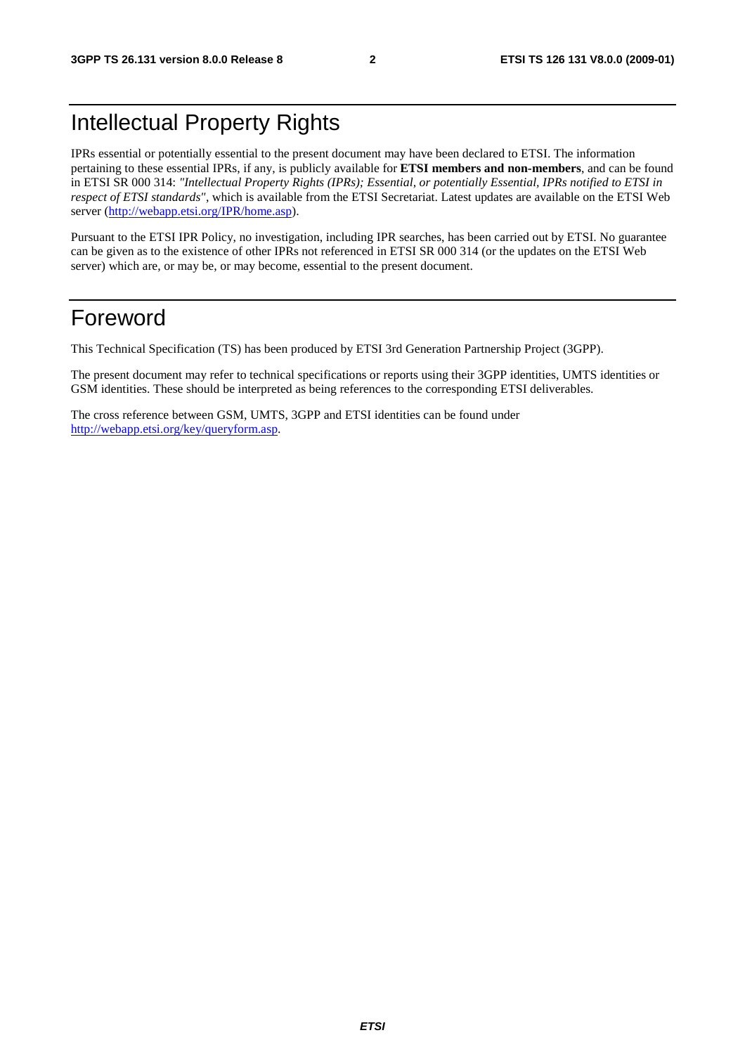# Intellectual Property Rights

IPRs essential or potentially essential to the present document may have been declared to ETSI. The information pertaining to these essential IPRs, if any, is publicly available for **ETSI members and non-members**, and can be found in ETSI SR 000 314: *"Intellectual Property Rights (IPRs); Essential, or potentially Essential, IPRs notified to ETSI in respect of ETSI standards"*, which is available from the ETSI Secretariat. Latest updates are available on the ETSI Web server (http://webapp.etsi.org/IPR/home.asp).

Pursuant to the ETSI IPR Policy, no investigation, including IPR searches, has been carried out by ETSI. No guarantee can be given as to the existence of other IPRs not referenced in ETSI SR 000 314 (or the updates on the ETSI Web server) which are, or may be, or may become, essential to the present document.

# Foreword

This Technical Specification (TS) has been produced by ETSI 3rd Generation Partnership Project (3GPP).

The present document may refer to technical specifications or reports using their 3GPP identities, UMTS identities or GSM identities. These should be interpreted as being references to the corresponding ETSI deliverables.

The cross reference between GSM, UMTS, 3GPP and ETSI identities can be found under http://webapp.etsi.org/key/queryform.asp.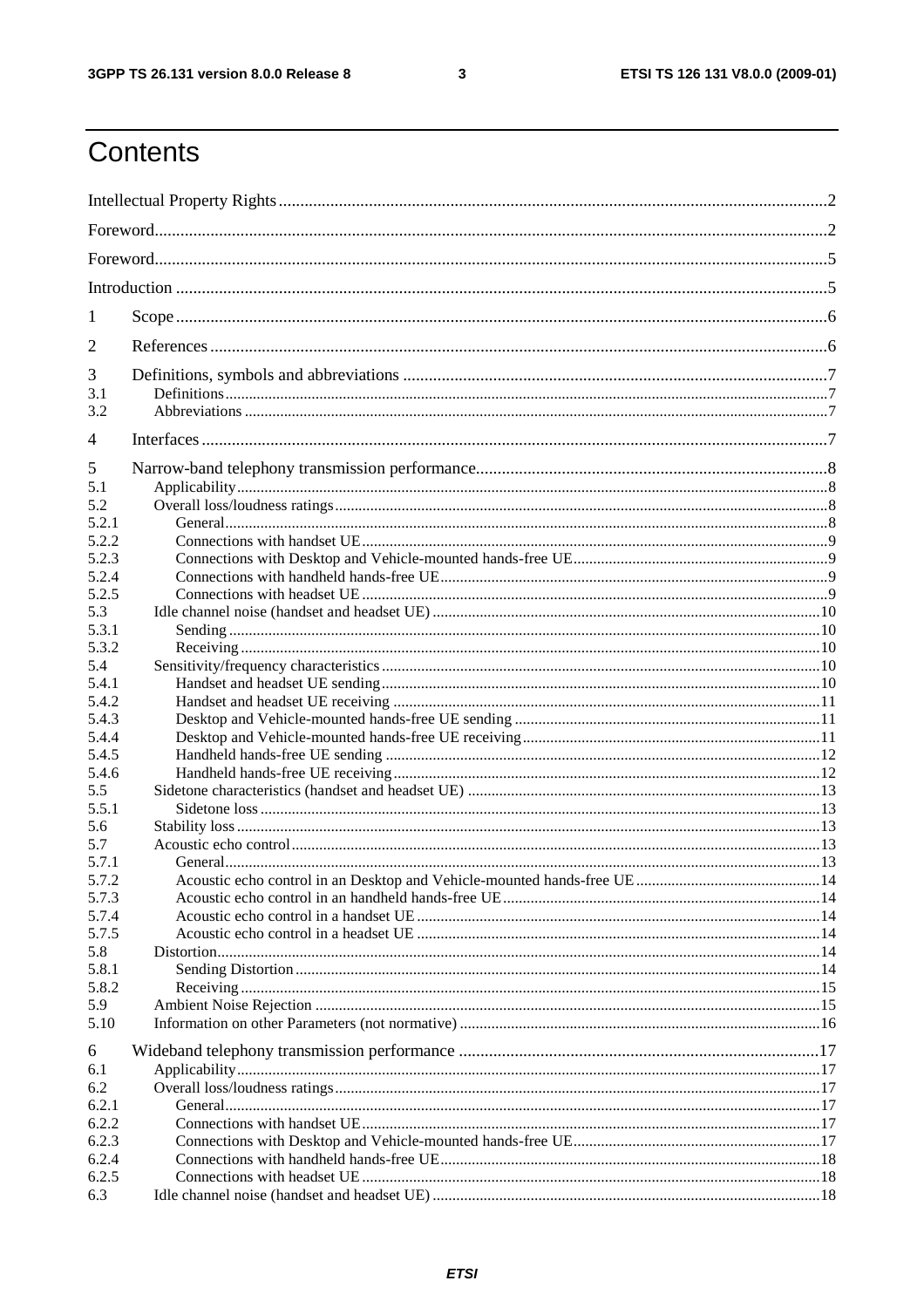# Contents

Intellectual Property Rights ..... 2

Foreword ..... 2

Foreword ..... 5

Introduction ..... 5

1 Scope ..... 6

2 References ..... 6

3 Definitions, symbols and abbreviations ..... 7
3.1 Definitions ..... 7
3.2 Abbreviations ..... 7

4 Interfaces ..... 7

5 Narrow-band telephony transmission performance ..... 8
5.1 Applicability ..... 8
5.2 Overall loss/loudness ratings ..... 8
5.2.1 General ..... 8
5.2.2 Connections with handset UE ..... 9
5.2.3 Connections with Desktop and Vehicle-mounted hands-free UE ..... 9
5.2.4 Connections with handheld hands-free UE ..... 9
5.2.5 Connections with headset UE ..... 9
5.3 Idle channel noise (handset and headset UE) ..... 10
5.3.1 Sending ..... 10
5.3.2 Receiving ..... 10
5.4 Sensitivity/frequency characteristics ..... 10
5.4.1 Handset and headset UE sending ..... 10
5.4.2 Handset and headset UE receiving ..... 11
5.4.3 Desktop and Vehicle-mounted hands-free UE sending ..... 11
5.4.4 Desktop and Vehicle-mounted hands-free UE receiving ..... 11
5.4.5 Handheld hands-free UE sending ..... 12
5.4.6 Handheld hands-free UE receiving ..... 12
5.5 Sidetone characteristics (handset and headset UE) ..... 13
5.5.1 Sidetone loss ..... 13
5.6 Stability loss ..... 13
5.7 Acoustic echo control ..... 13
5.7.1 General ..... 13
5.7.2 Acoustic echo control in an Desktop and Vehicle-mounted hands-free UE ..... 14
5.7.3 Acoustic echo control in an handheld hands-free UE ..... 14
5.7.4 Acoustic echo control in a handset UE ..... 14
5.7.5 Acoustic echo control in a headset UE ..... 14
5.8 Distortion ..... 14
5.8.1 Sending Distortion ..... 14
5.8.2 Receiving ..... 15
5.9 Ambient Noise Rejection ..... 15
5.10 Information on other Parameters (not normative) ..... 16

6 Wideband telephony transmission performance ..... 17
6.1 Applicability ..... 17
6.2 Overall loss/loudness ratings ..... 17
6.2.1 General ..... 17
6.2.2 Connections with handset UE ..... 17
6.2.3 Connections with Desktop and Vehicle-mounted hands-free UE ..... 17
6.2.4 Connections with handheld hands-free UE ..... 18
6.2.5 Connections with headset UE ..... 18
6.3 Idle channel noise (handset and headset UE) ..... 18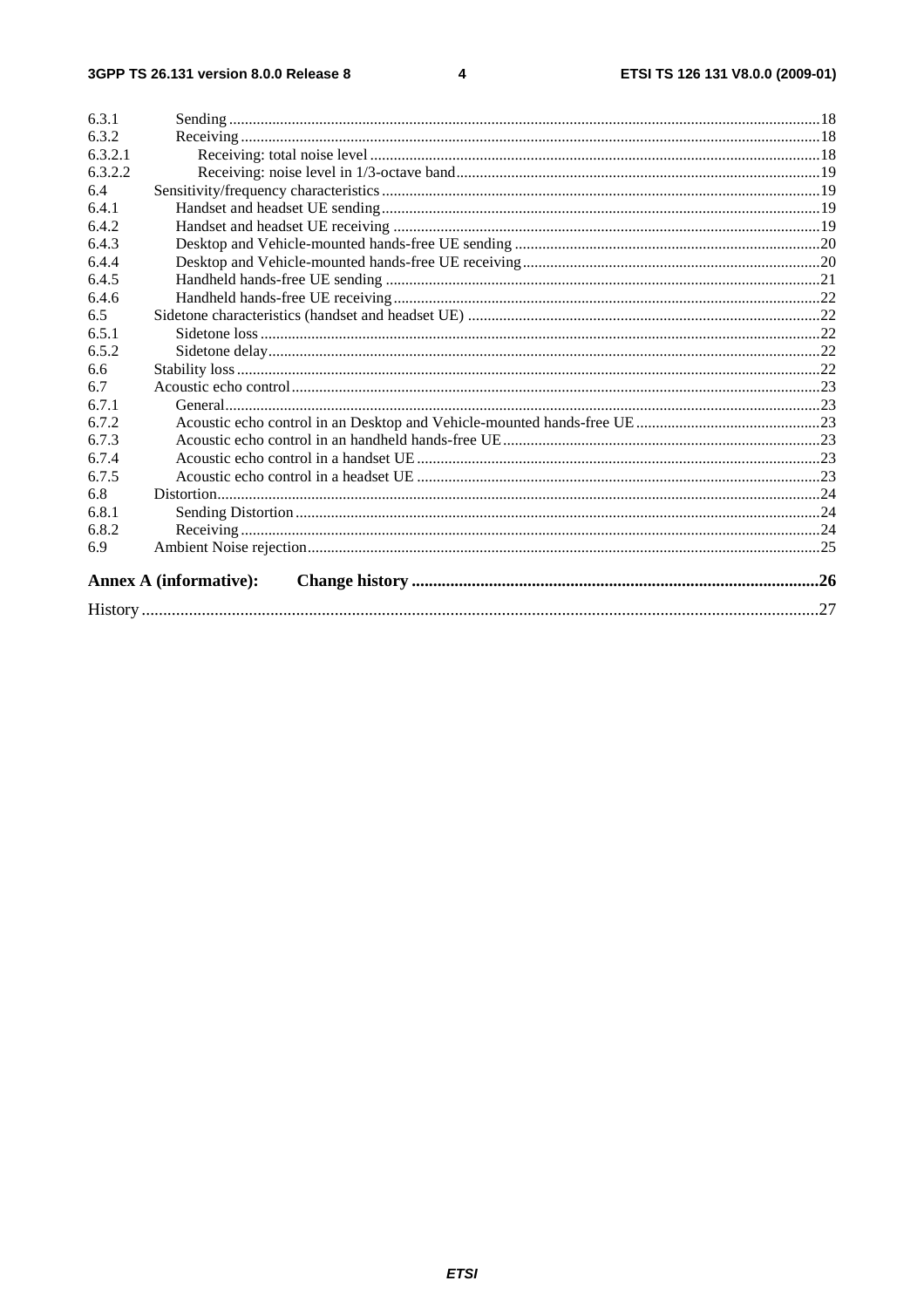6.3.1 Sending ..... 18
6.3.2 Receiving ..... 18
6.3.2.1 Receiving: total noise level ..... 18
6.3.2.2 Receiving: noise level in 1/3-octave band ..... 19
6.4 Sensitivity/frequency characteristics ..... 19
6.4.1 Handset and headset UE sending ..... 19
6.4.2 Handset and headset UE receiving ..... 19
6.4.3 Desktop and Vehicle-mounted hands-free UE sending ..... 20
6.4.4 Desktop and Vehicle-mounted hands-free UE receiving ..... 20
6.4.5 Handheld hands-free UE sending ..... 21
6.4.6 Handheld hands-free UE receiving ..... 22
6.5 Sidetone characteristics (handset and headset UE) ..... 22
6.5.1 Sidetone loss ..... 22
6.5.2 Sidetone delay ..... 22
6.6 Stability loss ..... 22
6.7 Acoustic echo control ..... 23
6.7.1 General ..... 23
6.7.2 Acoustic echo control in an Desktop and Vehicle-mounted hands-free UE ..... 23
6.7.3 Acoustic echo control in an handheld hands-free UE ..... 23
6.7.4 Acoustic echo control in a handset UE ..... 23
6.7.5 Acoustic echo control in a headset UE ..... 23
6.8 Distortion ..... 24
6.8.1 Sending Distortion ..... 24
6.8.2 Receiving ..... 24
6.9 Ambient Noise rejection ..... 25

**Annex A (informative): Change history ..... 26**

History ..... 27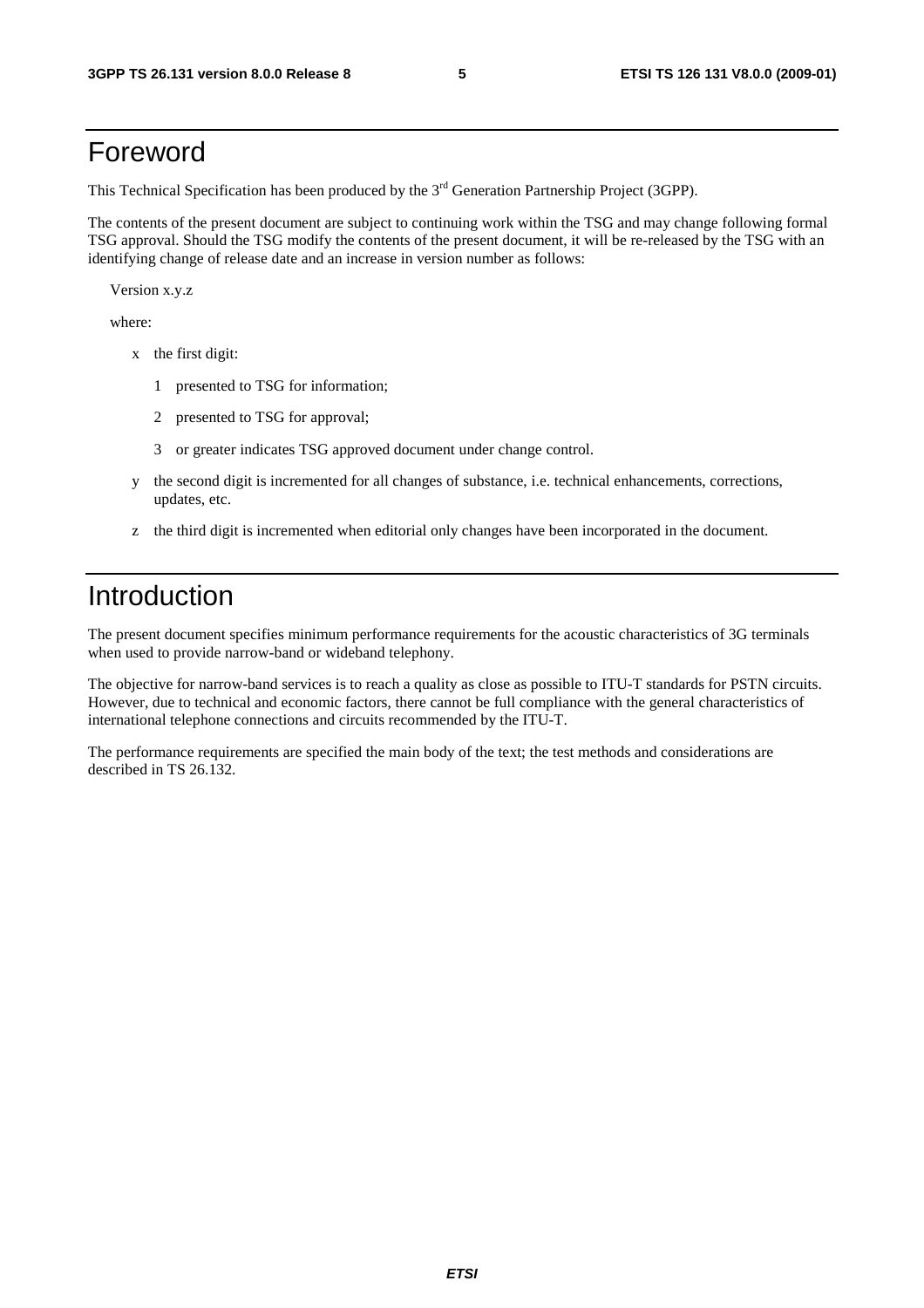# Foreword

This Technical Specification has been produced by the 3rd Generation Partnership Project (3GPP).

The contents of the present document are subject to continuing work within the TSG and may change following formal TSG approval. Should the TSG modify the contents of the present document, it will be re-released by the TSG with an identifying change of release date and an increase in version number as follows:

Version x.y.z

where:

- x the first digit:
  - 1 presented to TSG for information;
  - 2 presented to TSG for approval;
  - 3 or greater indicates TSG approved document under change control.
- y the second digit is incremented for all changes of substance, i.e. technical enhancements, corrections, updates, etc.
- z the third digit is incremented when editorial only changes have been incorporated in the document.

# Introduction

The present document specifies minimum performance requirements for the acoustic characteristics of 3G terminals when used to provide narrow-band or wideband telephony.

The objective for narrow-band services is to reach a quality as close as possible to ITU-T standards for PSTN circuits. However, due to technical and economic factors, there cannot be full compliance with the general characteristics of international telephone connections and circuits recommended by the ITU-T.

The performance requirements are specified the main body of the text; the test methods and considerations are described in TS 26.132.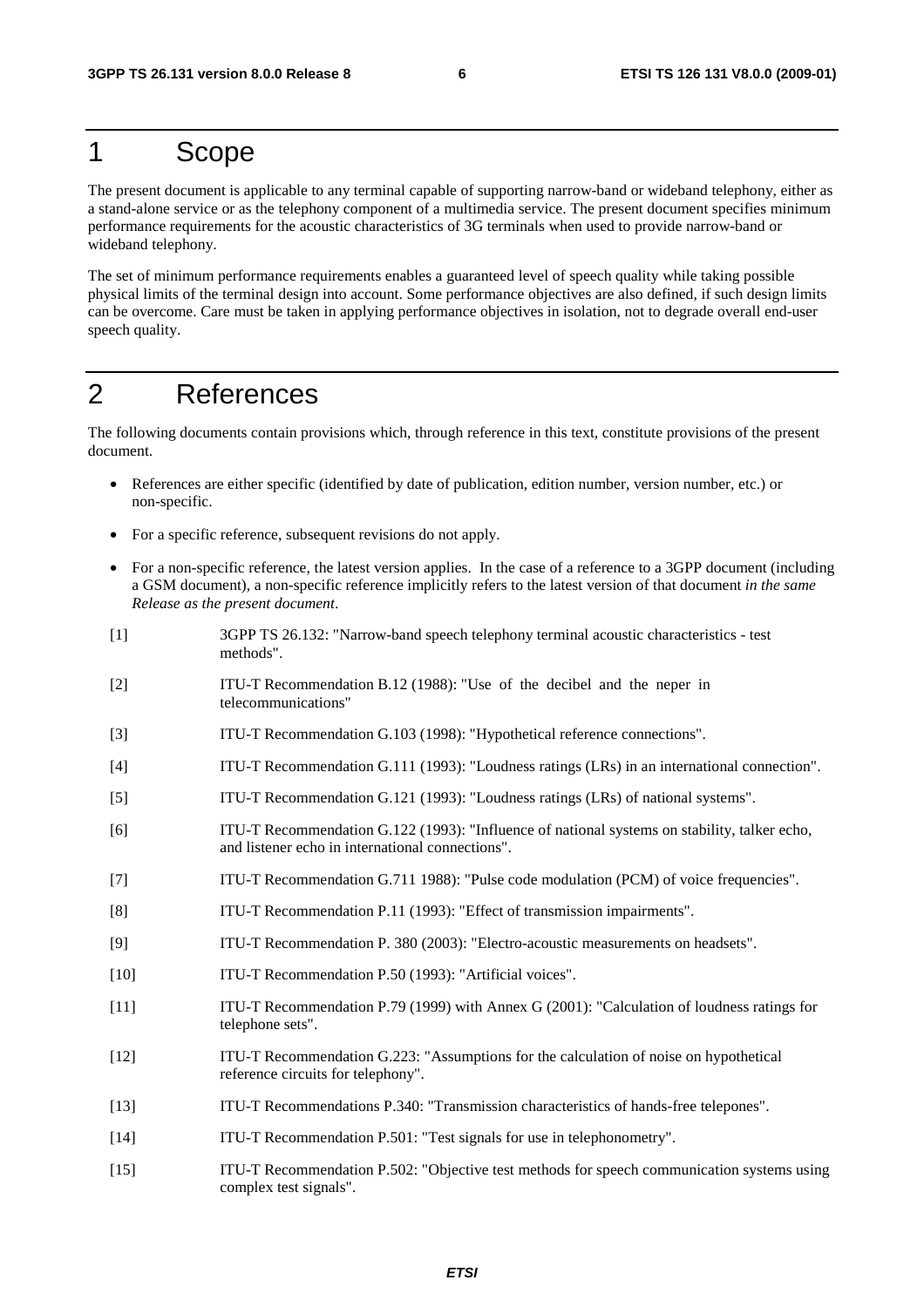# 1 Scope

The present document is applicable to any terminal capable of supporting narrow-band or wideband telephony, either as a stand-alone service or as the telephony component of a multimedia service. The present document specifies minimum performance requirements for the acoustic characteristics of 3G terminals when used to provide narrow-band or wideband telephony.

The set of minimum performance requirements enables a guaranteed level of speech quality while taking possible physical limits of the terminal design into account. Some performance objectives are also defined, if such design limits can be overcome. Care must be taken in applying performance objectives in isolation, not to degrade overall end-user speech quality.

# 2 References

The following documents contain provisions which, through reference in this text, constitute provisions of the present document.

- References are either specific (identified by date of publication, edition number, version number, etc.) or non-specific.
- For a specific reference, subsequent revisions do not apply.
- For a non-specific reference, the latest version applies. In the case of a reference to a 3GPP document (including a GSM document), a non-specific reference implicitly refers to the latest version of that document *in the same Release as the present document*.

[1] 3GPP TS 26.132: "Narrow-band speech telephony terminal acoustic characteristics - test methods".

[2] ITU-T Recommendation B.12 (1988): "Use of the decibel and the neper in telecommunications"

[3] ITU-T Recommendation G.103 (1998): "Hypothetical reference connections".

[4] ITU-T Recommendation G.111 (1993): "Loudness ratings (LRs) in an international connection".

[5] ITU-T Recommendation G.121 (1993): "Loudness ratings (LRs) of national systems".

[6] ITU-T Recommendation G.122 (1993): "Influence of national systems on stability, talker echo, and listener echo in international connections".

[7] ITU-T Recommendation G.711 1988): "Pulse code modulation (PCM) of voice frequencies".

[8] ITU-T Recommendation P.11 (1993): "Effect of transmission impairments".

[9] ITU-T Recommendation P. 380 (2003): "Electro-acoustic measurements on headsets".

[10] ITU-T Recommendation P.50 (1993): "Artificial voices".

[11] ITU-T Recommendation P.79 (1999) with Annex G (2001): "Calculation of loudness ratings for telephone sets".

[12] ITU-T Recommendation G.223: "Assumptions for the calculation of noise on hypothetical reference circuits for telephony".

[13] ITU-T Recommendations P.340: "Transmission characteristics of hands-free telepones".

[14] ITU-T Recommendation P.501: "Test signals for use in telephonometry".

[15] ITU-T Recommendation P.502: "Objective test methods for speech communication systems using complex test signals".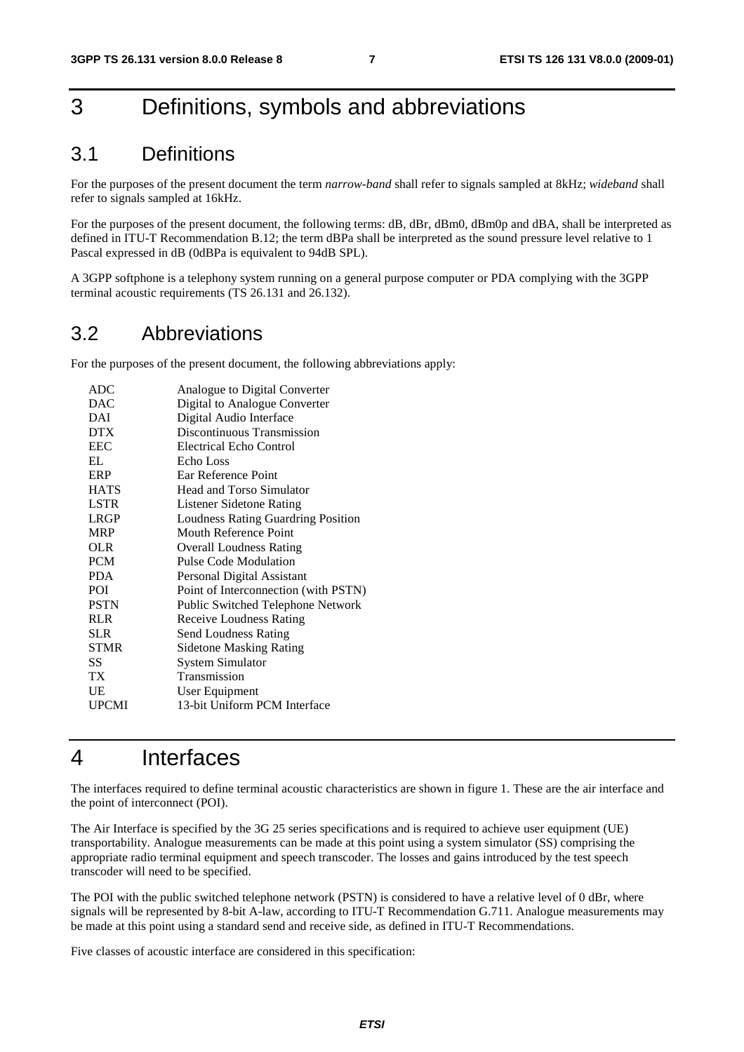# 3 Definitions, symbols and abbreviations

## 3.1 Definitions

For the purposes of the present document the term *narrow-band* shall refer to signals sampled at 8kHz; *wideband* shall refer to signals sampled at 16kHz.

For the purposes of the present document, the following terms: dB, dBr, dBm0, dBm0p and dBA, shall be interpreted as defined in ITU-T Recommendation B.12; the term dBPa shall be interpreted as the sound pressure level relative to 1 Pascal expressed in dB (0dBPa is equivalent to 94dB SPL).

A 3GPP softphone is a telephony system running on a general purpose computer or PDA complying with the 3GPP terminal acoustic requirements (TS 26.131 and 26.132).

## 3.2 Abbreviations

For the purposes of the present document, the following abbreviations apply:

| | |
|---|---|
| ADC | Analogue to Digital Converter |
| DAC | Digital to Analogue Converter |
| DAI | Digital Audio Interface |
| DTX | Discontinuous Transmission |
| EEC | Electrical Echo Control |
| EL | Echo Loss |
| ERP | Ear Reference Point |
| HATS | Head and Torso Simulator |
| LSTR | Listener Sidetone Rating |
| LRGP | Loudness Rating Guardring Position |
| MRP | Mouth Reference Point |
| OLR | Overall Loudness Rating |
| PCM | Pulse Code Modulation |
| PDA | Personal Digital Assistant |
| POI | Point of Interconnection (with PSTN) |
| PSTN | Public Switched Telephone Network |
| RLR | Receive Loudness Rating |
| SLR | Send Loudness Rating |
| STMR | Sidetone Masking Rating |
| SS | System Simulator |
| TX | Transmission |
| UE | User Equipment |
| UPCMI | 13-bit Uniform PCM Interface |

# 4 Interfaces

The interfaces required to define terminal acoustic characteristics are shown in figure 1. These are the air interface and the point of interconnect (POI).

The Air Interface is specified by the 3G 25 series specifications and is required to achieve user equipment (UE) transportability. Analogue measurements can be made at this point using a system simulator (SS) comprising the appropriate radio terminal equipment and speech transcoder. The losses and gains introduced by the test speech transcoder will need to be specified.

The POI with the public switched telephone network (PSTN) is considered to have a relative level of 0 dBr, where signals will be represented by 8-bit A-law, according to ITU-T Recommendation G.711. Analogue measurements may be made at this point using a standard send and receive side, as defined in ITU-T Recommendations.

Five classes of acoustic interface are considered in this specification: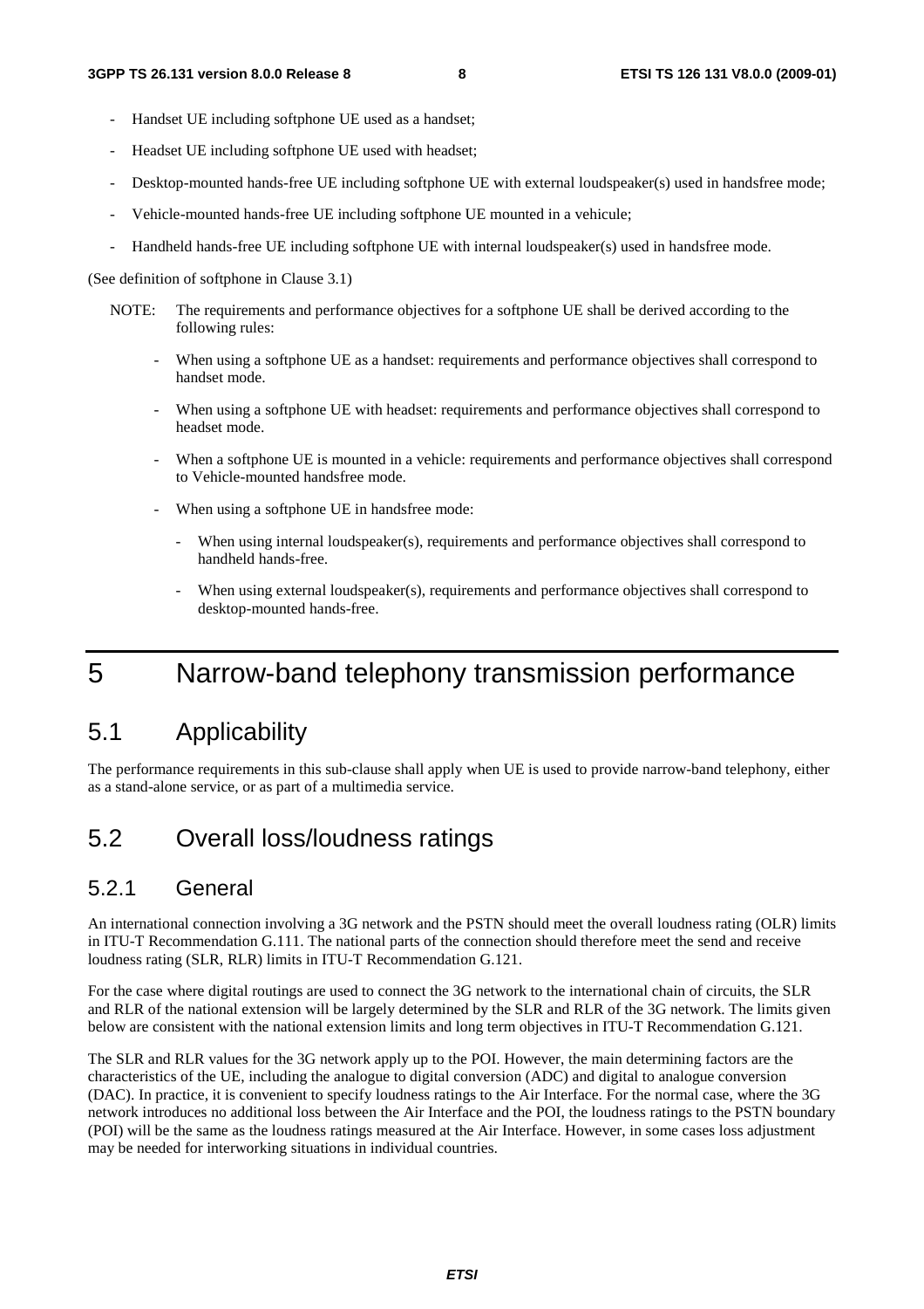- Handset UE including softphone UE used as a handset;
- Headset UE including softphone UE used with headset;
- Desktop-mounted hands-free UE including softphone UE with external loudspeaker(s) used in handsfree mode;
- Vehicle-mounted hands-free UE including softphone UE mounted in a vehicule;
- Handheld hands-free UE including softphone UE with internal loudspeaker(s) used in handsfree mode.

(See definition of softphone in Clause 3.1)

NOTE: The requirements and performance objectives for a softphone UE shall be derived according to the following rules:

- When using a softphone UE as a handset: requirements and performance objectives shall correspond to handset mode.
- When using a softphone UE with headset: requirements and performance objectives shall correspond to headset mode.
- When a softphone UE is mounted in a vehicle: requirements and performance objectives shall correspond to Vehicle-mounted handsfree mode.
- When using a softphone UE in handsfree mode:
  - When using internal loudspeaker(s), requirements and performance objectives shall correspond to handheld hands-free.
  - When using external loudspeaker(s), requirements and performance objectives shall correspond to desktop-mounted hands-free.

# 5 Narrow-band telephony transmission performance

## 5.1 Applicability

The performance requirements in this sub-clause shall apply when UE is used to provide narrow-band telephony, either as a stand-alone service, or as part of a multimedia service.

## 5.2 Overall loss/loudness ratings

### 5.2.1 General

An international connection involving a 3G network and the PSTN should meet the overall loudness rating (OLR) limits in ITU-T Recommendation G.111. The national parts of the connection should therefore meet the send and receive loudness rating (SLR, RLR) limits in ITU-T Recommendation G.121.

For the case where digital routings are used to connect the 3G network to the international chain of circuits, the SLR and RLR of the national extension will be largely determined by the SLR and RLR of the 3G network. The limits given below are consistent with the national extension limits and long term objectives in ITU-T Recommendation G.121.

The SLR and RLR values for the 3G network apply up to the POI. However, the main determining factors are the characteristics of the UE, including the analogue to digital conversion (ADC) and digital to analogue conversion (DAC). In practice, it is convenient to specify loudness ratings to the Air Interface. For the normal case, where the 3G network introduces no additional loss between the Air Interface and the POI, the loudness ratings to the PSTN boundary (POI) will be the same as the loudness ratings measured at the Air Interface. However, in some cases loss adjustment may be needed for interworking situations in individual countries.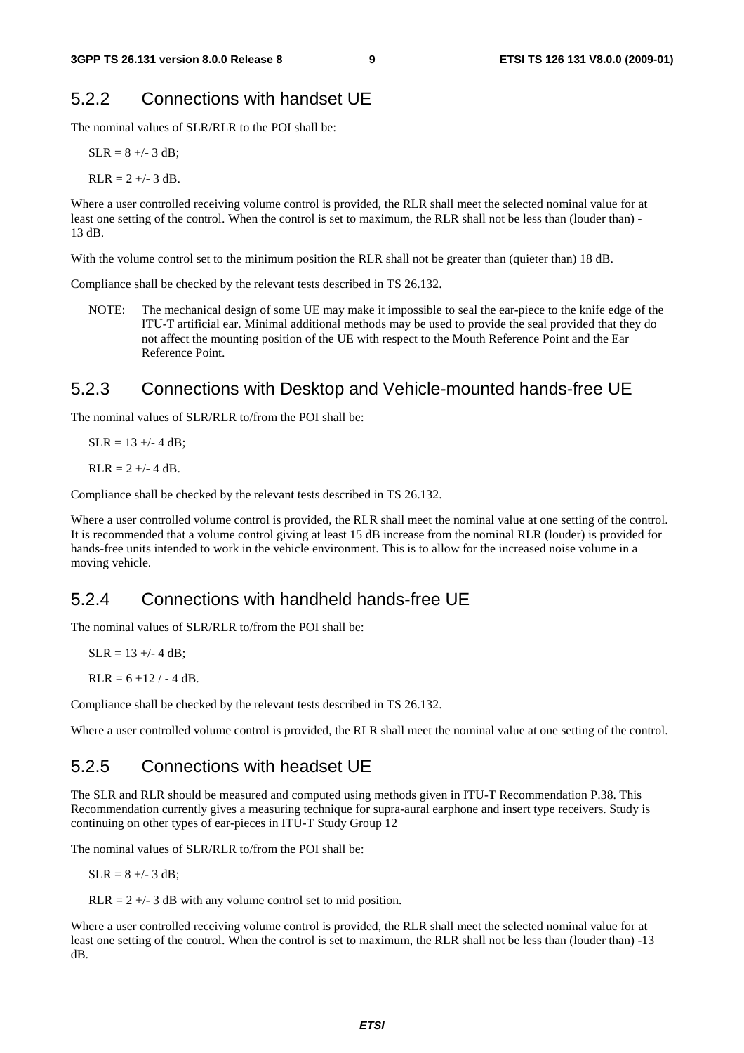### 5.2.2 Connections with handset UE

The nominal values of SLR/RLR to the POI shall be:

SLR = 8 +/- 3 dB;

RLR = 2 +/- 3 dB.

Where a user controlled receiving volume control is provided, the RLR shall meet the selected nominal value for at least one setting of the control. When the control is set to maximum, the RLR shall not be less than (louder than) -13 dB.

With the volume control set to the minimum position the RLR shall not be greater than (quieter than) 18 dB.

Compliance shall be checked by the relevant tests described in TS 26.132.

NOTE: The mechanical design of some UE may make it impossible to seal the ear-piece to the knife edge of the ITU-T artificial ear. Minimal additional methods may be used to provide the seal provided that they do not affect the mounting position of the UE with respect to the Mouth Reference Point and the Ear Reference Point.

### 5.2.3 Connections with Desktop and Vehicle-mounted hands-free UE

The nominal values of SLR/RLR to/from the POI shall be:

SLR = 13 +/- 4 dB;

RLR = 2 +/- 4 dB.

Compliance shall be checked by the relevant tests described in TS 26.132.

Where a user controlled volume control is provided, the RLR shall meet the nominal value at one setting of the control. It is recommended that a volume control giving at least 15 dB increase from the nominal RLR (louder) is provided for hands-free units intended to work in the vehicle environment. This is to allow for the increased noise volume in a moving vehicle.

### 5.2.4 Connections with handheld hands-free UE

The nominal values of SLR/RLR to/from the POI shall be:

SLR = 13 +/- 4 dB;

RLR = 6 +12 / - 4 dB.

Compliance shall be checked by the relevant tests described in TS 26.132.

Where a user controlled volume control is provided, the RLR shall meet the nominal value at one setting of the control.

### 5.2.5 Connections with headset UE

The SLR and RLR should be measured and computed using methods given in ITU-T Recommendation P.38. This Recommendation currently gives a measuring technique for supra-aural earphone and insert type receivers. Study is continuing on other types of ear-pieces in ITU-T Study Group 12

The nominal values of SLR/RLR to/from the POI shall be:

SLR = 8 +/- 3 dB;

RLR = 2 +/- 3 dB with any volume control set to mid position.

Where a user controlled receiving volume control is provided, the RLR shall meet the selected nominal value for at least one setting of the control. When the control is set to maximum, the RLR shall not be less than (louder than) -13 dB.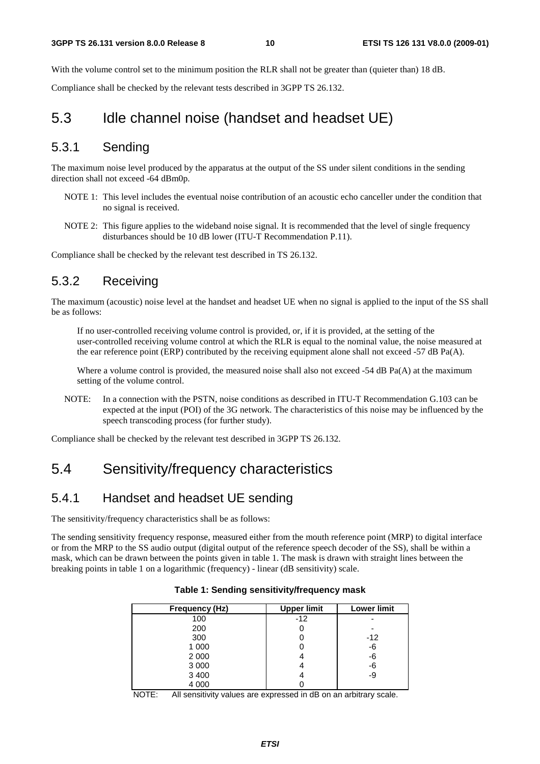With the volume control set to the minimum position the RLR shall not be greater than (quieter than) 18 dB.

Compliance shall be checked by the relevant tests described in 3GPP TS 26.132.

## 5.3 Idle channel noise (handset and headset UE)

### 5.3.1 Sending

The maximum noise level produced by the apparatus at the output of the SS under silent conditions in the sending direction shall not exceed -64 dBm0p.

NOTE 1: This level includes the eventual noise contribution of an acoustic echo canceller under the condition that no signal is received.

NOTE 2: This figure applies to the wideband noise signal. It is recommended that the level of single frequency disturbances should be 10 dB lower (ITU-T Recommendation P.11).

Compliance shall be checked by the relevant test described in TS 26.132.

### 5.3.2 Receiving

The maximum (acoustic) noise level at the handset and headset UE when no signal is applied to the input of the SS shall be as follows:

If no user-controlled receiving volume control is provided, or, if it is provided, at the setting of the user-controlled receiving volume control at which the RLR is equal to the nominal value, the noise measured at the ear reference point (ERP) contributed by the receiving equipment alone shall not exceed -57 dB Pa(A).

Where a volume control is provided, the measured noise shall also not exceed -54 dB Pa(A) at the maximum setting of the volume control.

NOTE: In a connection with the PSTN, noise conditions as described in ITU-T Recommendation G.103 can be expected at the input (POI) of the 3G network. The characteristics of this noise may be influenced by the speech transcoding process (for further study).

Compliance shall be checked by the relevant test described in 3GPP TS 26.132.

## 5.4 Sensitivity/frequency characteristics

### 5.4.1 Handset and headset UE sending

The sensitivity/frequency characteristics shall be as follows:

The sending sensitivity frequency response, measured either from the mouth reference point (MRP) to digital interface or from the MRP to the SS audio output (digital output of the reference speech decoder of the SS), shall be within a mask, which can be drawn between the points given in table 1. The mask is drawn with straight lines between the breaking points in table 1 on a logarithmic (frequency) - linear (dB sensitivity) scale.

**Table 1: Sending sensitivity/frequency mask**

| Frequency (Hz) | Upper limit | Lower limit |
|---|---|---|
| 100 | -12 | - |
| 200 | 0 | - |
| 300 | 0 | -12 |
| 1 000 | 0 | -6 |
| 2 000 | 4 | -6 |
| 3 000 | 4 | -6 |
| 3 400 | 4 | -9 |
| 4 000 | 0 | |

NOTE: All sensitivity values are expressed in dB on an arbitrary scale.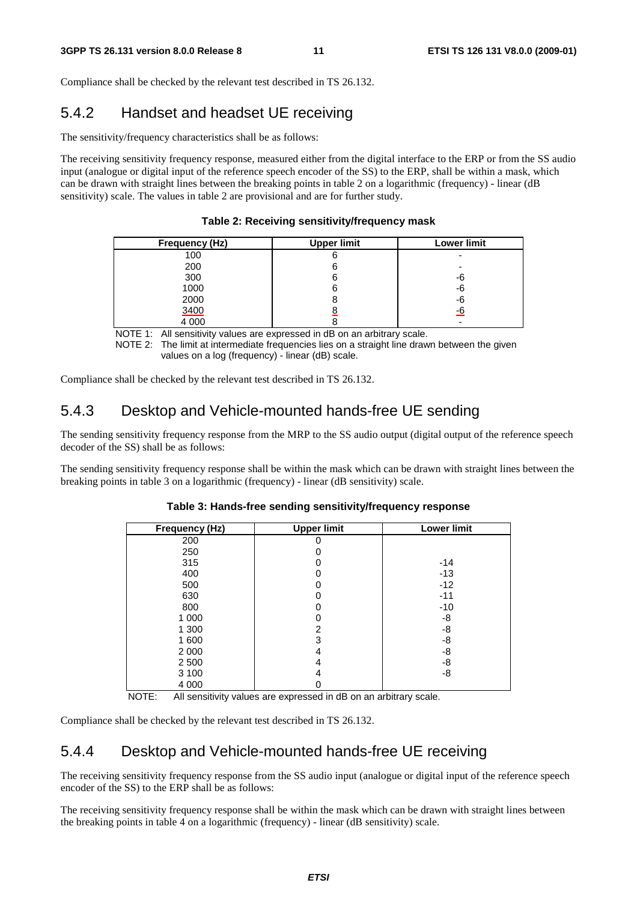Compliance shall be checked by the relevant test described in TS 26.132.

## 5.4.2 Handset and headset UE receiving

The sensitivity/frequency characteristics shall be as follows:

The receiving sensitivity frequency response, measured either from the digital interface to the ERP or from the SS audio input (analogue or digital input of the reference speech encoder of the SS) to the ERP, shall be within a mask, which can be drawn with straight lines between the breaking points in table 2 on a logarithmic (frequency) - linear (dB sensitivity) scale. The values in table 2 are provisional and are for further study.

**Table 2: Receiving sensitivity/frequency mask**

| Frequency (Hz) | Upper limit | Lower limit |
|---|---|---|
| 100 | 6 | - |
| 200 | 6 | - |
| 300 | 6 | -6 |
| 1000 | 6 | -6 |
| 2000 | 8 | -6 |
| 3400 | 8 | -6 |
| 4 000 | 8 | - |

NOTE 1: All sensitivity values are expressed in dB on an arbitrary scale.

NOTE 2: The limit at intermediate frequencies lies on a straight line drawn between the given values on a log (frequency) - linear (dB) scale.

Compliance shall be checked by the relevant test described in TS 26.132.

## 5.4.3 Desktop and Vehicle-mounted hands-free UE sending

The sending sensitivity frequency response from the MRP to the SS audio output (digital output of the reference speech decoder of the SS) shall be as follows:

The sending sensitivity frequency response shall be within the mask which can be drawn with straight lines between the breaking points in table 3 on a logarithmic (frequency) - linear (dB sensitivity) scale.

**Table 3: Hands-free sending sensitivity/frequency response**

| Frequency (Hz) | Upper limit | Lower limit |
|---|---|---|
| 200 | 0 | |
| 250 | 0 | |
| 315 | 0 | -14 |
| 400 | 0 | -13 |
| 500 | 0 | -12 |
| 630 | 0 | -11 |
| 800 | 0 | -10 |
| 1 000 | 0 | -8 |
| 1 300 | 2 | -8 |
| 1 600 | 3 | -8 |
| 2 000 | 4 | -8 |
| 2 500 | 4 | -8 |
| 3 100 | 4 | -8 |
| 4 000 | 0 | |

NOTE: All sensitivity values are expressed in dB on an arbitrary scale.

Compliance shall be checked by the relevant test described in TS 26.132.

## 5.4.4 Desktop and Vehicle-mounted hands-free UE receiving

The receiving sensitivity frequency response from the SS audio input (analogue or digital input of the reference speech encoder of the SS) to the ERP shall be as follows:

The receiving sensitivity frequency response shall be within the mask which can be drawn with straight lines between the breaking points in table 4 on a logarithmic (frequency) - linear (dB sensitivity) scale.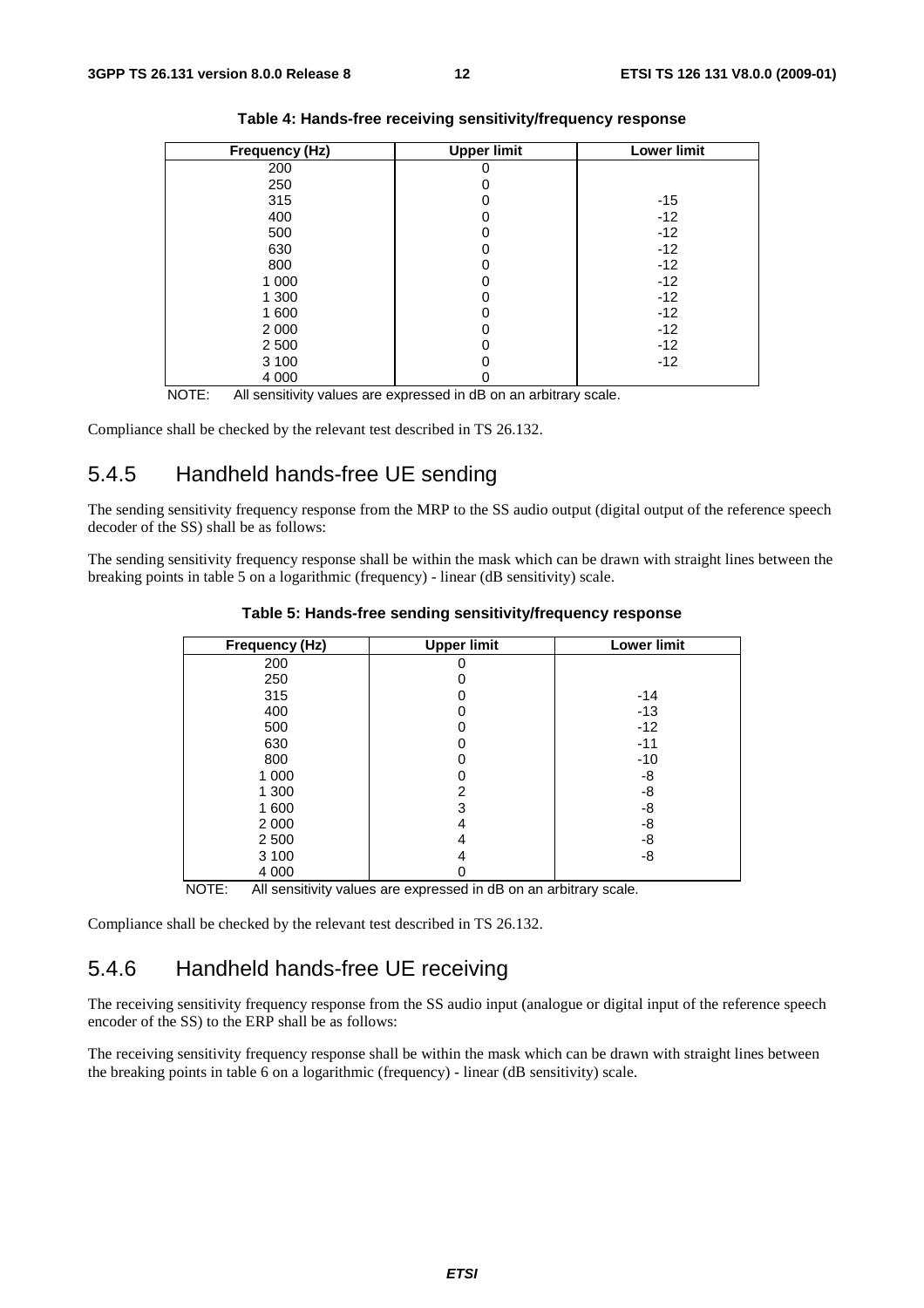**Table 4: Hands-free receiving sensitivity/frequency response**

| Frequency (Hz) | Upper limit | Lower limit |
|---|---|---|
| 200 | 0 | |
| 250 | 0 | |
| 315 | 0 | -15 |
| 400 | 0 | -12 |
| 500 | 0 | -12 |
| 630 | 0 | -12 |
| 800 | 0 | -12 |
| 1 000 | 0 | -12 |
| 1 300 | 0 | -12 |
| 1 600 | 0 | -12 |
| 2 000 | 0 | -12 |
| 2 500 | 0 | -12 |
| 3 100 | 0 | -12 |
| 4 000 | 0 | |

NOTE: All sensitivity values are expressed in dB on an arbitrary scale.

Compliance shall be checked by the relevant test described in TS 26.132.

## 5.4.5 Handheld hands-free UE sending

The sending sensitivity frequency response from the MRP to the SS audio output (digital output of the reference speech decoder of the SS) shall be as follows:

The sending sensitivity frequency response shall be within the mask which can be drawn with straight lines between the breaking points in table 5 on a logarithmic (frequency) - linear (dB sensitivity) scale.

**Table 5: Hands-free sending sensitivity/frequency response**

| Frequency (Hz) | Upper limit | Lower limit |
|---|---|---|
| 200 | 0 | |
| 250 | 0 | |
| 315 | 0 | -14 |
| 400 | 0 | -13 |
| 500 | 0 | -12 |
| 630 | 0 | -11 |
| 800 | 0 | -10 |
| 1 000 | 0 | -8 |
| 1 300 | 2 | -8 |
| 1 600 | 3 | -8 |
| 2 000 | 4 | -8 |
| 2 500 | 4 | -8 |
| 3 100 | 4 | -8 |
| 4 000 | 0 | |

NOTE: All sensitivity values are expressed in dB on an arbitrary scale.

Compliance shall be checked by the relevant test described in TS 26.132.

## 5.4.6 Handheld hands-free UE receiving

The receiving sensitivity frequency response from the SS audio input (analogue or digital input of the reference speech encoder of the SS) to the ERP shall be as follows:

The receiving sensitivity frequency response shall be within the mask which can be drawn with straight lines between the breaking points in table 6 on a logarithmic (frequency) - linear (dB sensitivity) scale.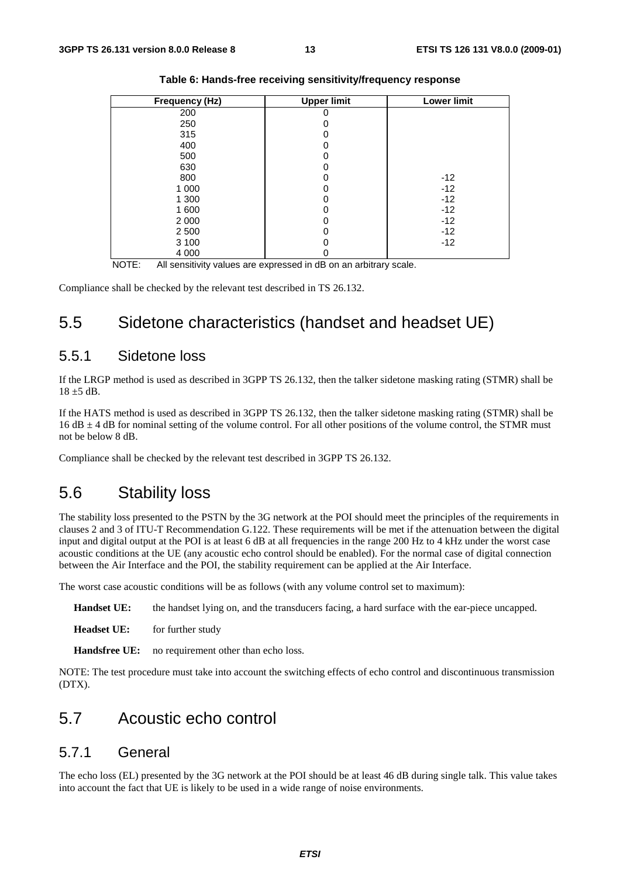**Table 6: Hands-free receiving sensitivity/frequency response**

| Frequency (Hz) | Upper limit | Lower limit |
|---|---|---|
| 200 | 0 | |
| 250 | 0 | |
| 315 | 0 | |
| 400 | 0 | |
| 500 | 0 | |
| 630 | 0 | |
| 800 | 0 | -12 |
| 1 000 | 0 | -12 |
| 1 300 | 0 | -12 |
| 1 600 | 0 | -12 |
| 2 000 | 0 | -12 |
| 2 500 | 0 | -12 |
| 3 100 | 0 | -12 |
| 4 000 | 0 | |

NOTE: All sensitivity values are expressed in dB on an arbitrary scale.

Compliance shall be checked by the relevant test described in TS 26.132.

# 5.5 Sidetone characteristics (handset and headset UE)

## 5.5.1 Sidetone loss

If the LRGP method is used as described in 3GPP TS 26.132, then the talker sidetone masking rating (STMR) shall be 18 ±5 dB.

If the HATS method is used as described in 3GPP TS 26.132, then the talker sidetone masking rating (STMR) shall be 16 dB ± 4 dB for nominal setting of the volume control. For all other positions of the volume control, the STMR must not be below 8 dB.

Compliance shall be checked by the relevant test described in 3GPP TS 26.132.

# 5.6 Stability loss

The stability loss presented to the PSTN by the 3G network at the POI should meet the principles of the requirements in clauses 2 and 3 of ITU-T Recommendation G.122. These requirements will be met if the attenuation between the digital input and digital output at the POI is at least 6 dB at all frequencies in the range 200 Hz to 4 kHz under the worst case acoustic conditions at the UE (any acoustic echo control should be enabled). For the normal case of digital connection between the Air Interface and the POI, the stability requirement can be applied at the Air Interface.

The worst case acoustic conditions will be as follows (with any volume control set to maximum):

**Handset UE:** the handset lying on, and the transducers facing, a hard surface with the ear-piece uncapped.

**Headset UE:** for further study

**Handsfree UE:** no requirement other than echo loss.

NOTE: The test procedure must take into account the switching effects of echo control and discontinuous transmission (DTX).

# 5.7 Acoustic echo control

## 5.7.1 General

The echo loss (EL) presented by the 3G network at the POI should be at least 46 dB during single talk. This value takes into account the fact that UE is likely to be used in a wide range of noise environments.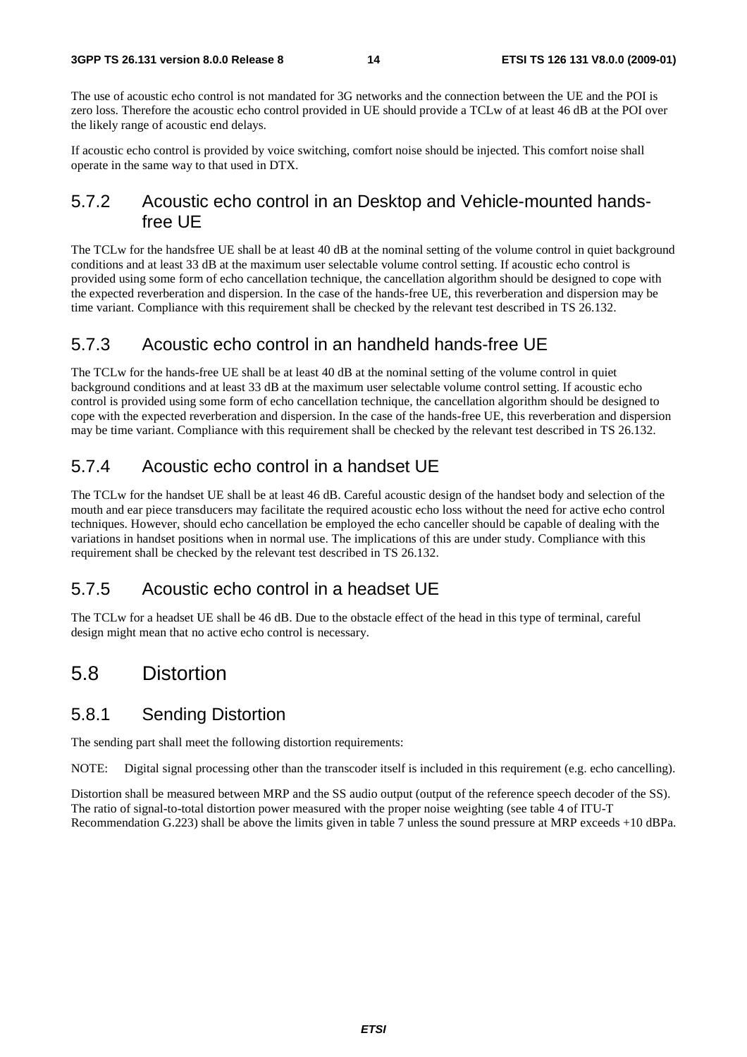The use of acoustic echo control is not mandated for 3G networks and the connection between the UE and the POI is zero loss. Therefore the acoustic echo control provided in UE should provide a TCLw of at least 46 dB at the POI over the likely range of acoustic end delays.

If acoustic echo control is provided by voice switching, comfort noise should be injected. This comfort noise shall operate in the same way to that used in DTX.

### 5.7.2 Acoustic echo control in an Desktop and Vehicle-mounted hands-free UE

The TCLw for the handsfree UE shall be at least 40 dB at the nominal setting of the volume control in quiet background conditions and at least 33 dB at the maximum user selectable volume control setting. If acoustic echo control is provided using some form of echo cancellation technique, the cancellation algorithm should be designed to cope with the expected reverberation and dispersion. In the case of the hands-free UE, this reverberation and dispersion may be time variant. Compliance with this requirement shall be checked by the relevant test described in TS 26.132.

### 5.7.3 Acoustic echo control in an handheld hands-free UE

The TCLw for the hands-free UE shall be at least 40 dB at the nominal setting of the volume control in quiet background conditions and at least 33 dB at the maximum user selectable volume control setting. If acoustic echo control is provided using some form of echo cancellation technique, the cancellation algorithm should be designed to cope with the expected reverberation and dispersion. In the case of the hands-free UE, this reverberation and dispersion may be time variant. Compliance with this requirement shall be checked by the relevant test described in TS 26.132.

### 5.7.4 Acoustic echo control in a handset UE

The TCLw for the handset UE shall be at least 46 dB. Careful acoustic design of the handset body and selection of the mouth and ear piece transducers may facilitate the required acoustic echo loss without the need for active echo control techniques. However, should echo cancellation be employed the echo canceller should be capable of dealing with the variations in handset positions when in normal use. The implications of this are under study. Compliance with this requirement shall be checked by the relevant test described in TS 26.132.

### 5.7.5 Acoustic echo control in a headset UE

The TCLw for a headset UE shall be 46 dB. Due to the obstacle effect of the head in this type of terminal, careful design might mean that no active echo control is necessary.

## 5.8 Distortion

### 5.8.1 Sending Distortion

The sending part shall meet the following distortion requirements:

NOTE: Digital signal processing other than the transcoder itself is included in this requirement (e.g. echo cancelling).

Distortion shall be measured between MRP and the SS audio output (output of the reference speech decoder of the SS). The ratio of signal-to-total distortion power measured with the proper noise weighting (see table 4 of ITU-T Recommendation G.223) shall be above the limits given in table 7 unless the sound pressure at MRP exceeds +10 dBPa.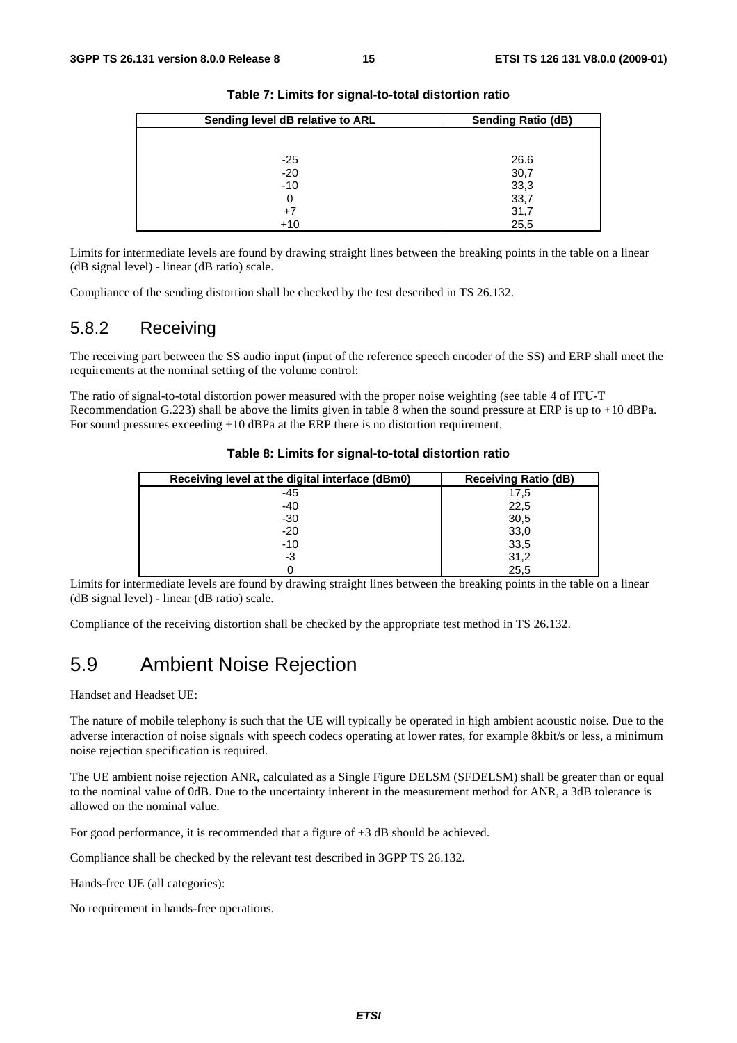**Table 7: Limits for signal-to-total distortion ratio**

| Sending level dB relative to ARL | Sending Ratio (dB) |
|---|---|
| -25 | 26.6 |
| -20 | 30,7 |
| -10 | 33,3 |
| 0 | 33,7 |
| +7 | 31,7 |
| +10 | 25,5 |

Limits for intermediate levels are found by drawing straight lines between the breaking points in the table on a linear (dB signal level) - linear (dB ratio) scale.

Compliance of the sending distortion shall be checked by the test described in TS 26.132.

### 5.8.2 Receiving

The receiving part between the SS audio input (input of the reference speech encoder of the SS) and ERP shall meet the requirements at the nominal setting of the volume control:

The ratio of signal-to-total distortion power measured with the proper noise weighting (see table 4 of ITU-T Recommendation G.223) shall be above the limits given in table 8 when the sound pressure at ERP is up to +10 dBPa. For sound pressures exceeding +10 dBPa at the ERP there is no distortion requirement.

**Table 8: Limits for signal-to-total distortion ratio**

| Receiving level at the digital interface (dBm0) | Receiving Ratio (dB) |
|---|---|
| -45 | 17,5 |
| -40 | 22,5 |
| -30 | 30,5 |
| -20 | 33,0 |
| -10 | 33,5 |
| -3 | 31,2 |
| 0 | 25,5 |

Limits for intermediate levels are found by drawing straight lines between the breaking points in the table on a linear (dB signal level) - linear (dB ratio) scale.

Compliance of the receiving distortion shall be checked by the appropriate test method in TS 26.132.

## 5.9 Ambient Noise Rejection

Handset and Headset UE:

The nature of mobile telephony is such that the UE will typically be operated in high ambient acoustic noise. Due to the adverse interaction of noise signals with speech codecs operating at lower rates, for example 8kbit/s or less, a minimum noise rejection specification is required.

The UE ambient noise rejection ANR, calculated as a Single Figure DELSM (SFDELSM) shall be greater than or equal to the nominal value of 0dB. Due to the uncertainty inherent in the measurement method for ANR, a 3dB tolerance is allowed on the nominal value.

For good performance, it is recommended that a figure of +3 dB should be achieved.

Compliance shall be checked by the relevant test described in 3GPP TS 26.132.

Hands-free UE (all categories):

No requirement in hands-free operations.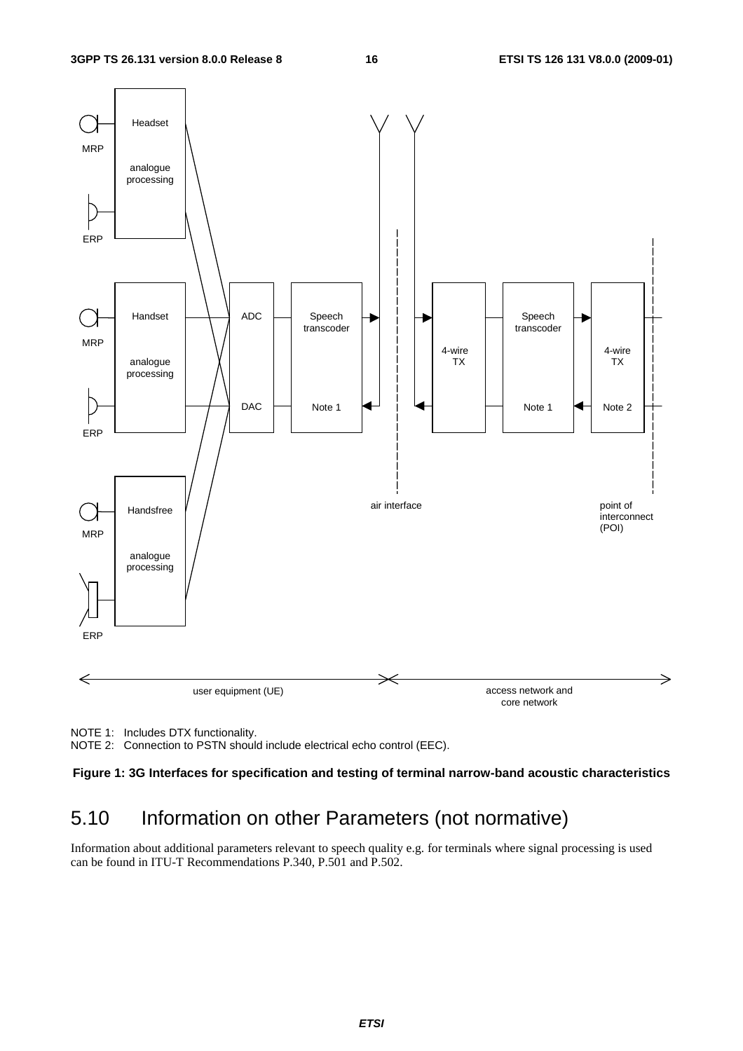NOTE 1: Includes DTX functionality.

NOTE 2: Connection to PSTN should include electrical echo control (EEC).

**Figure 1: 3G Interfaces for specification and testing of terminal narrow-band acoustic characteristics**

## 5.10 Information on other Parameters (not normative)

Information about additional parameters relevant to speech quality e.g. for terminals where signal processing is used can be found in ITU-T Recommendations P.340, P.501 and P.502.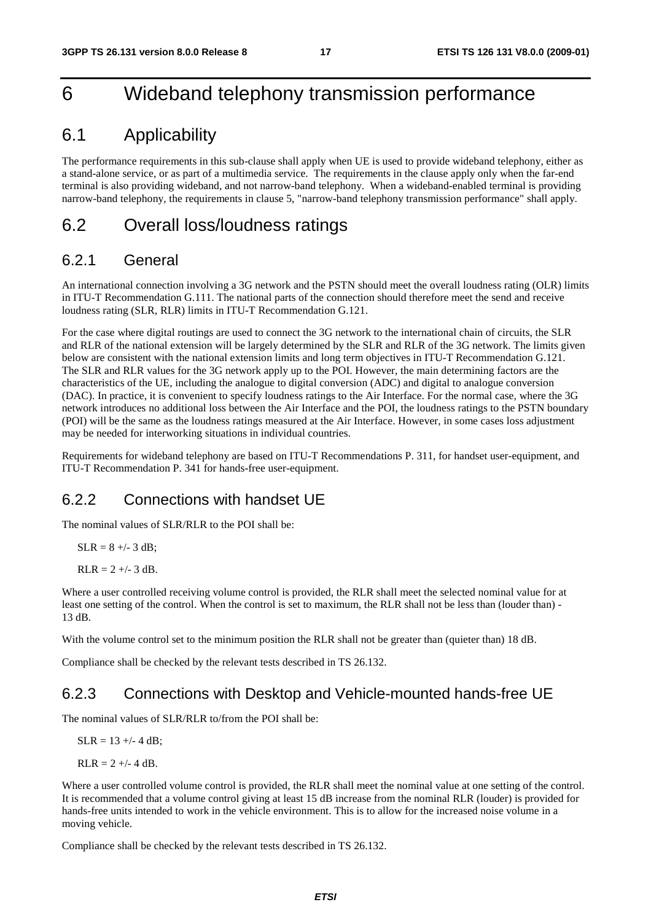# 6 Wideband telephony transmission performance

## 6.1 Applicability

The performance requirements in this sub-clause shall apply when UE is used to provide wideband telephony, either as a stand-alone service, or as part of a multimedia service. The requirements in the clause apply only when the far-end terminal is also providing wideband, and not narrow-band telephony. When a wideband-enabled terminal is providing narrow-band telephony, the requirements in clause 5, "narrow-band telephony transmission performance" shall apply.

## 6.2 Overall loss/loudness ratings

### 6.2.1 General

An international connection involving a 3G network and the PSTN should meet the overall loudness rating (OLR) limits in ITU-T Recommendation G.111. The national parts of the connection should therefore meet the send and receive loudness rating (SLR, RLR) limits in ITU-T Recommendation G.121.

For the case where digital routings are used to connect the 3G network to the international chain of circuits, the SLR and RLR of the national extension will be largely determined by the SLR and RLR of the 3G network. The limits given below are consistent with the national extension limits and long term objectives in ITU-T Recommendation G.121. The SLR and RLR values for the 3G network apply up to the POI. However, the main determining factors are the characteristics of the UE, including the analogue to digital conversion (ADC) and digital to analogue conversion (DAC). In practice, it is convenient to specify loudness ratings to the Air Interface. For the normal case, where the 3G network introduces no additional loss between the Air Interface and the POI, the loudness ratings to the PSTN boundary (POI) will be the same as the loudness ratings measured at the Air Interface. However, in some cases loss adjustment may be needed for interworking situations in individual countries.

Requirements for wideband telephony are based on ITU-T Recommendations P. 311, for handset user-equipment, and ITU-T Recommendation P. 341 for hands-free user-equipment.

### 6.2.2 Connections with handset UE

The nominal values of SLR/RLR to the POI shall be:

SLR = 8 +/- 3 dB;

RLR = 2 +/- 3 dB.

Where a user controlled receiving volume control is provided, the RLR shall meet the selected nominal value for at least one setting of the control. When the control is set to maximum, the RLR shall not be less than (louder than) -13 dB.

With the volume control set to the minimum position the RLR shall not be greater than (quieter than) 18 dB.

Compliance shall be checked by the relevant tests described in TS 26.132.

### 6.2.3 Connections with Desktop and Vehicle-mounted hands-free UE

The nominal values of SLR/RLR to/from the POI shall be:

SLR = 13 +/- 4 dB;

RLR = 2 +/- 4 dB.

Where a user controlled volume control is provided, the RLR shall meet the nominal value at one setting of the control. It is recommended that a volume control giving at least 15 dB increase from the nominal RLR (louder) is provided for hands-free units intended to work in the vehicle environment. This is to allow for the increased noise volume in a moving vehicle.

Compliance shall be checked by the relevant tests described in TS 26.132.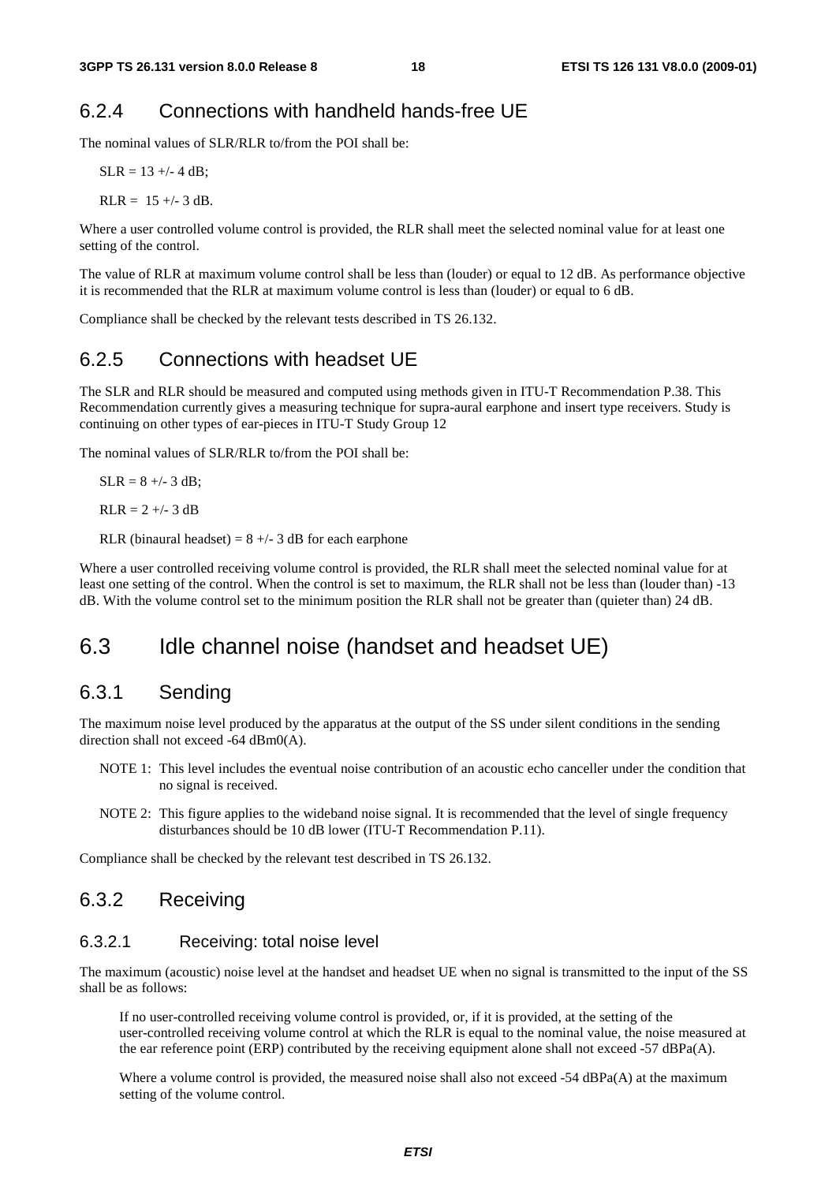### 6.2.4 Connections with handheld hands-free UE

The nominal values of SLR/RLR to/from the POI shall be:

SLR = 13 +/- 4 dB;

RLR = 15 +/- 3 dB.

Where a user controlled volume control is provided, the RLR shall meet the selected nominal value for at least one setting of the control.

The value of RLR at maximum volume control shall be less than (louder) or equal to 12 dB. As performance objective it is recommended that the RLR at maximum volume control is less than (louder) or equal to 6 dB.

Compliance shall be checked by the relevant tests described in TS 26.132.

### 6.2.5 Connections with headset UE

The SLR and RLR should be measured and computed using methods given in ITU-T Recommendation P.38. This Recommendation currently gives a measuring technique for supra-aural earphone and insert type receivers. Study is continuing on other types of ear-pieces in ITU-T Study Group 12

The nominal values of SLR/RLR to/from the POI shall be:

SLR = 8 +/- 3 dB;

RLR = 2 +/- 3 dB

RLR (binaural headset) = 8 +/- 3 dB for each earphone

Where a user controlled receiving volume control is provided, the RLR shall meet the selected nominal value for at least one setting of the control. When the control is set to maximum, the RLR shall not be less than (louder than) -13 dB. With the volume control set to the minimum position the RLR shall not be greater than (quieter than) 24 dB.

## 6.3 Idle channel noise (handset and headset UE)

### 6.3.1 Sending

The maximum noise level produced by the apparatus at the output of the SS under silent conditions in the sending direction shall not exceed -64 dBm0(A).

NOTE 1: This level includes the eventual noise contribution of an acoustic echo canceller under the condition that no signal is received.

NOTE 2: This figure applies to the wideband noise signal. It is recommended that the level of single frequency disturbances should be 10 dB lower (ITU-T Recommendation P.11).

Compliance shall be checked by the relevant test described in TS 26.132.

### 6.3.2 Receiving

#### 6.3.2.1 Receiving: total noise level

The maximum (acoustic) noise level at the handset and headset UE when no signal is transmitted to the input of the SS shall be as follows:

If no user-controlled receiving volume control is provided, or, if it is provided, at the setting of the user-controlled receiving volume control at which the RLR is equal to the nominal value, the noise measured at the ear reference point (ERP) contributed by the receiving equipment alone shall not exceed -57 dBPa(A).

Where a volume control is provided, the measured noise shall also not exceed -54 dBPa(A) at the maximum setting of the volume control.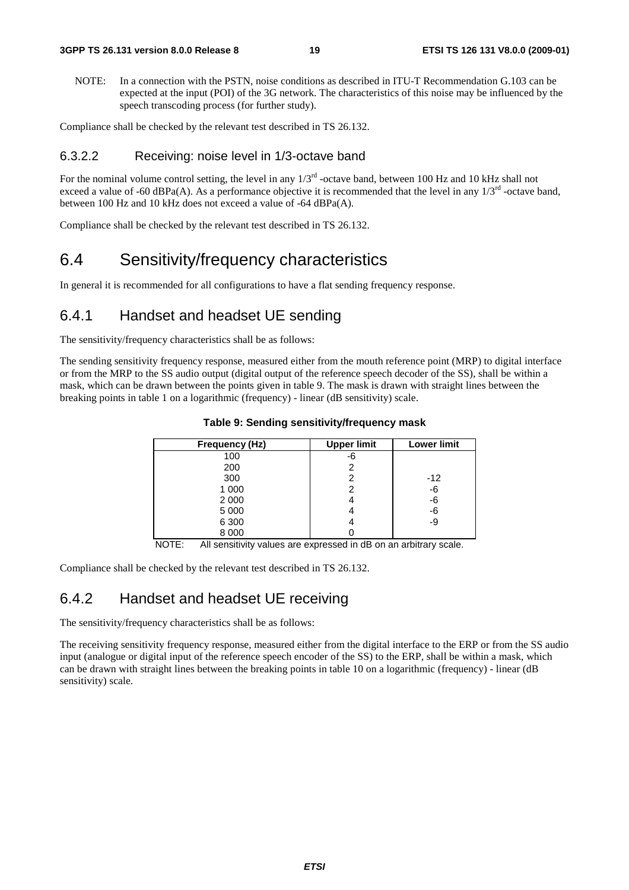NOTE: In a connection with the PSTN, noise conditions as described in ITU-T Recommendation G.103 can be expected at the input (POI) of the 3G network. The characteristics of this noise may be influenced by the speech transcoding process (for further study).

Compliance shall be checked by the relevant test described in TS 26.132.

### 6.3.2.2 Receiving: noise level in 1/3-octave band

For the nominal volume control setting, the level in any 1/3[rd] -octave band, between 100 Hz and 10 kHz shall not exceed a value of -60 dBPa(A). As a performance objective it is recommended that the level in any 1/3[rd] -octave band, between 100 Hz and 10 kHz does not exceed a value of -64 dBPa(A).

Compliance shall be checked by the relevant test described in TS 26.132.

# 6.4 Sensitivity/frequency characteristics

In general it is recommended for all configurations to have a flat sending frequency response.

## 6.4.1 Handset and headset UE sending

The sensitivity/frequency characteristics shall be as follows:

The sending sensitivity frequency response, measured either from the mouth reference point (MRP) to digital interface or from the MRP to the SS audio output (digital output of the reference speech decoder of the SS), shall be within a mask, which can be drawn between the points given in table 9. The mask is drawn with straight lines between the breaking points in table 1 on a logarithmic (frequency) - linear (dB sensitivity) scale.

**Table 9: Sending sensitivity/frequency mask**

| Frequency (Hz) | Upper limit | Lower limit |
|---|---|---|
| 100 | -6 | |
| 200 | 2 | |
| 300 | 2 | -12 |
| 1 000 | 2 | -6 |
| 2 000 | 4 | -6 |
| 5 000 | 4 | -6 |
| 6 300 | 4 | -9 |
| 8 000 | 0 | |

NOTE: All sensitivity values are expressed in dB on an arbitrary scale.

Compliance shall be checked by the relevant test described in TS 26.132.

## 6.4.2 Handset and headset UE receiving

The sensitivity/frequency characteristics shall be as follows:

The receiving sensitivity frequency response, measured either from the digital interface to the ERP or from the SS audio input (analogue or digital input of the reference speech encoder of the SS) to the ERP, shall be within a mask, which can be drawn with straight lines between the breaking points in table 10 on a logarithmic (frequency) - linear (dB sensitivity) scale.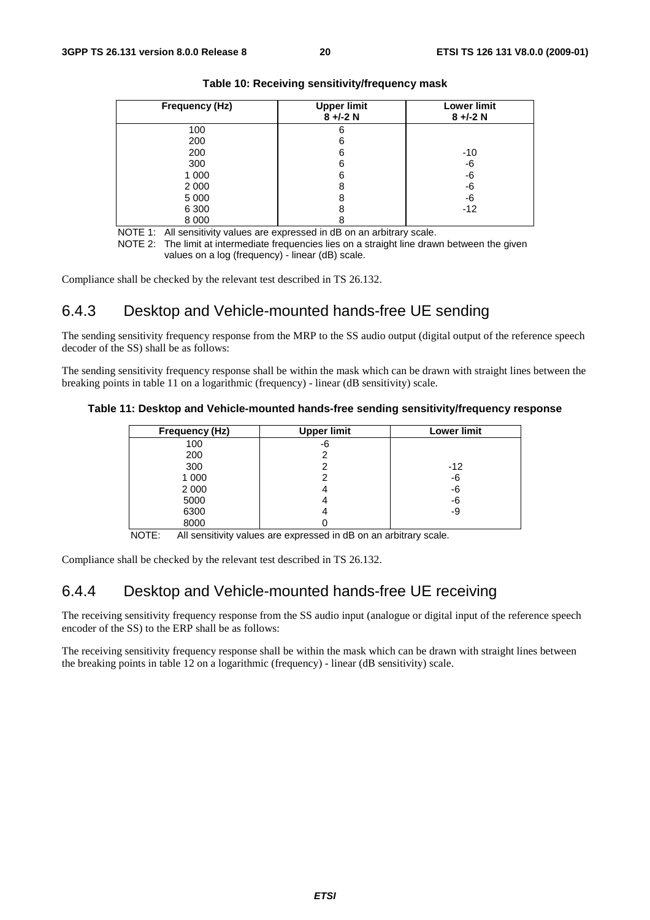**Table 10: Receiving sensitivity/frequency mask**

| Frequency (Hz) | Upper limit 8 +/-2 N | Lower limit 8 +/-2 N |
|---|---|---|
| 100 | 6 | |
| 200 | 6 | |
| 200 | 6 | -10 |
| 300 | 6 | -6 |
| 1 000 | 6 | -6 |
| 2 000 | 8 | -6 |
| 5 000 | 8 | -6 |
| 6 300 | 8 | -12 |
| 8 000 | 8 | |

NOTE 1: All sensitivity values are expressed in dB on an arbitrary scale.

NOTE 2: The limit at intermediate frequencies lies on a straight line drawn between the given values on a log (frequency) - linear (dB) scale.

Compliance shall be checked by the relevant test described in TS 26.132.

## 6.4.3 Desktop and Vehicle-mounted hands-free UE sending

The sending sensitivity frequency response from the MRP to the SS audio output (digital output of the reference speech decoder of the SS) shall be as follows:

The sending sensitivity frequency response shall be within the mask which can be drawn with straight lines between the breaking points in table 11 on a logarithmic (frequency) - linear (dB sensitivity) scale.

**Table 11: Desktop and Vehicle-mounted hands-free sending sensitivity/frequency response**

| Frequency (Hz) | Upper limit | Lower limit |
|---|---|---|
| 100 | -6 | |
| 200 | 2 | |
| 300 | 2 | -12 |
| 1 000 | 2 | -6 |
| 2 000 | 4 | -6 |
| 5000 | 4 | -6 |
| 6300 | 4 | -9 |
| 8000 | 0 | |

NOTE: All sensitivity values are expressed in dB on an arbitrary scale.

Compliance shall be checked by the relevant test described in TS 26.132.

## 6.4.4 Desktop and Vehicle-mounted hands-free UE receiving

The receiving sensitivity frequency response from the SS audio input (analogue or digital input of the reference speech encoder of the SS) to the ERP shall be as follows:

The receiving sensitivity frequency response shall be within the mask which can be drawn with straight lines between the breaking points in table 12 on a logarithmic (frequency) - linear (dB sensitivity) scale.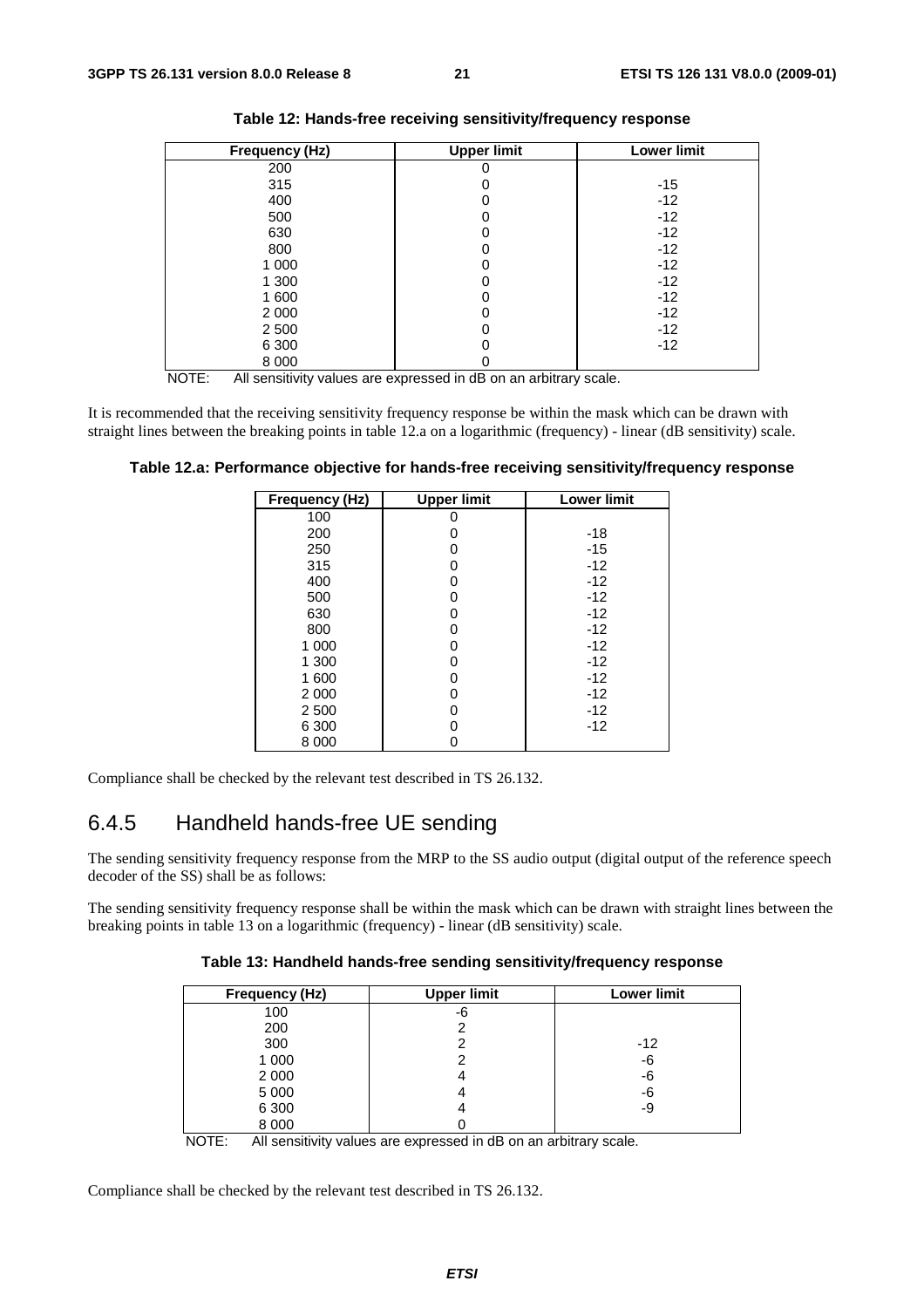**Table 12: Hands-free receiving sensitivity/frequency response**

| Frequency (Hz) | Upper limit | Lower limit |
|---|---|---|
| 200 | 0 | |
| 315 | 0 | -15 |
| 400 | 0 | -12 |
| 500 | 0 | -12 |
| 630 | 0 | -12 |
| 800 | 0 | -12 |
| 1 000 | 0 | -12 |
| 1 300 | 0 | -12 |
| 1 600 | 0 | -12 |
| 2 000 | 0 | -12 |
| 2 500 | 0 | -12 |
| 6 300 | 0 | -12 |
| 8 000 | 0 | |

NOTE: All sensitivity values are expressed in dB on an arbitrary scale.

It is recommended that the receiving sensitivity frequency response be within the mask which can be drawn with straight lines between the breaking points in table 12.a on a logarithmic (frequency) - linear (dB sensitivity) scale.

**Table 12.a: Performance objective for hands-free receiving sensitivity/frequency response**

| Frequency (Hz) | Upper limit | Lower limit |
|---|---|---|
| 100 | 0 | |
| 200 | 0 | -18 |
| 250 | 0 | -15 |
| 315 | 0 | -12 |
| 400 | 0 | -12 |
| 500 | 0 | -12 |
| 630 | 0 | -12 |
| 800 | 0 | -12 |
| 1 000 | 0 | -12 |
| 1 300 | 0 | -12 |
| 1 600 | 0 | -12 |
| 2 000 | 0 | -12 |
| 2 500 | 0 | -12 |
| 6 300 | 0 | -12 |
| 8 000 | 0 | |

Compliance shall be checked by the relevant test described in TS 26.132.

## 6.4.5 Handheld hands-free UE sending

The sending sensitivity frequency response from the MRP to the SS audio output (digital output of the reference speech decoder of the SS) shall be as follows:

The sending sensitivity frequency response shall be within the mask which can be drawn with straight lines between the breaking points in table 13 on a logarithmic (frequency) - linear (dB sensitivity) scale.

**Table 13: Handheld hands-free sending sensitivity/frequency response**

| Frequency (Hz) | Upper limit | Lower limit |
|---|---|---|
| 100 | -6 | |
| 200 | 2 | |
| 300 | 2 | -12 |
| 1 000 | 2 | -6 |
| 2 000 | 4 | -6 |
| 5 000 | 4 | -6 |
| 6 300 | 4 | -9 |
| 8 000 | 0 | |

NOTE: All sensitivity values are expressed in dB on an arbitrary scale.

Compliance shall be checked by the relevant test described in TS 26.132.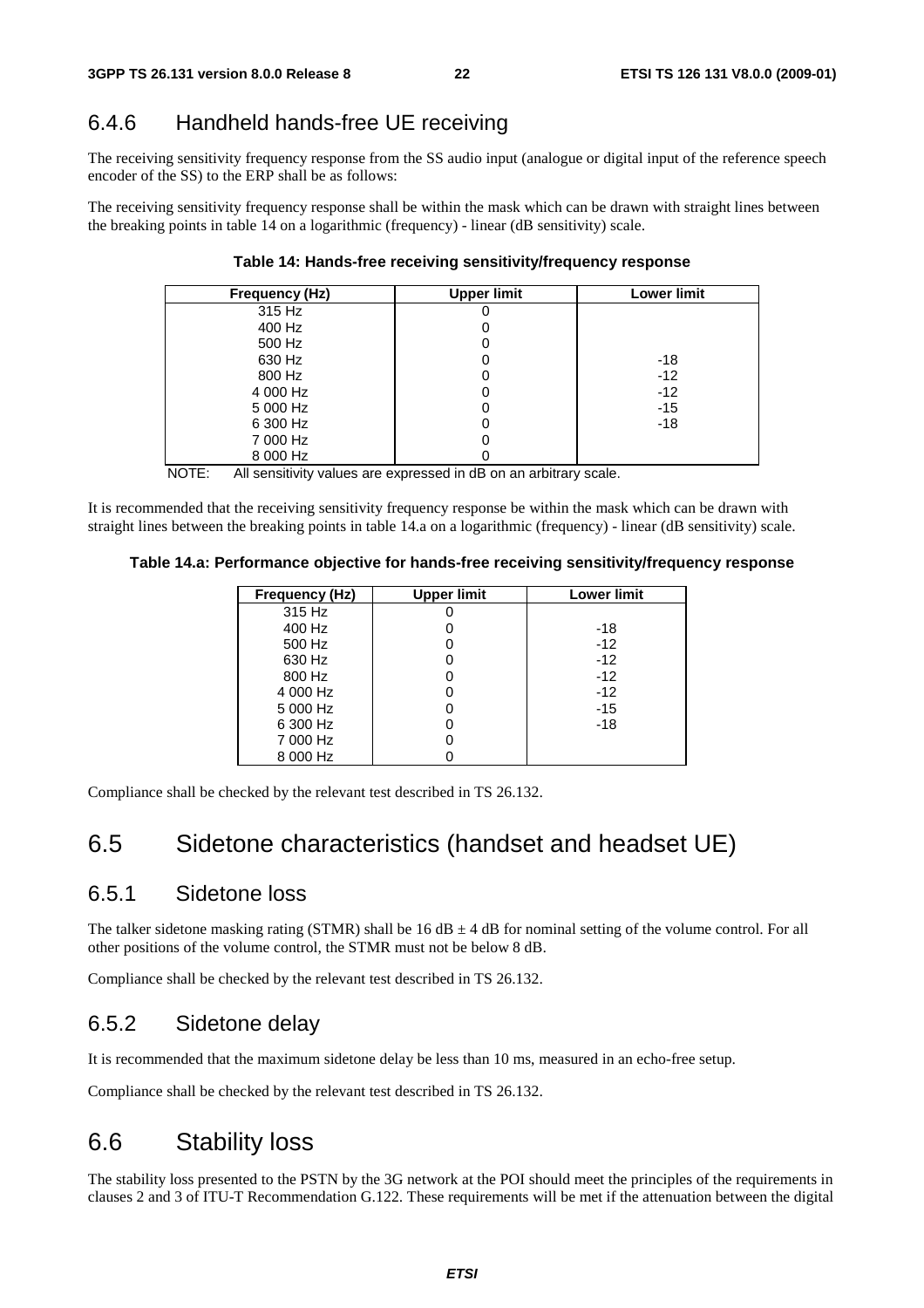### 6.4.6 Handheld hands-free UE receiving

The receiving sensitivity frequency response from the SS audio input (analogue or digital input of the reference speech encoder of the SS) to the ERP shall be as follows:

The receiving sensitivity frequency response shall be within the mask which can be drawn with straight lines between the breaking points in table 14 on a logarithmic (frequency) - linear (dB sensitivity) scale.

**Table 14: Hands-free receiving sensitivity/frequency response**

| Frequency (Hz) | Upper limit | Lower limit |
|---|---|---|
| 315 Hz | 0 | |
| 400 Hz | 0 | |
| 500 Hz | 0 | |
| 630 Hz | 0 | -18 |
| 800 Hz | 0 | -12 |
| 4 000 Hz | 0 | -12 |
| 5 000 Hz | 0 | -15 |
| 6 300 Hz | 0 | -18 |
| 7 000 Hz | 0 | |
| 8 000 Hz | 0 | |

NOTE: All sensitivity values are expressed in dB on an arbitrary scale.

It is recommended that the receiving sensitivity frequency response be within the mask which can be drawn with straight lines between the breaking points in table 14.a on a logarithmic (frequency) - linear (dB sensitivity) scale.

**Table 14.a: Performance objective for hands-free receiving sensitivity/frequency response**

| Frequency (Hz) | Upper limit | Lower limit |
|---|---|---|
| 315 Hz | 0 | |
| 400 Hz | 0 | -18 |
| 500 Hz | 0 | -12 |
| 630 Hz | 0 | -12 |
| 800 Hz | 0 | -12 |
| 4 000 Hz | 0 | -12 |
| 5 000 Hz | 0 | -15 |
| 6 300 Hz | 0 | -18 |
| 7 000 Hz | 0 | |
| 8 000 Hz | 0 | |

Compliance shall be checked by the relevant test described in TS 26.132.

## 6.5 Sidetone characteristics (handset and headset UE)

### 6.5.1 Sidetone loss

The talker sidetone masking rating (STMR) shall be 16 dB ± 4 dB for nominal setting of the volume control. For all other positions of the volume control, the STMR must not be below 8 dB.

Compliance shall be checked by the relevant test described in TS 26.132.

### 6.5.2 Sidetone delay

It is recommended that the maximum sidetone delay be less than 10 ms, measured in an echo-free setup.

Compliance shall be checked by the relevant test described in TS 26.132.

## 6.6 Stability loss

The stability loss presented to the PSTN by the 3G network at the POI should meet the principles of the requirements in clauses 2 and 3 of ITU-T Recommendation G.122. These requirements will be met if the attenuation between the digital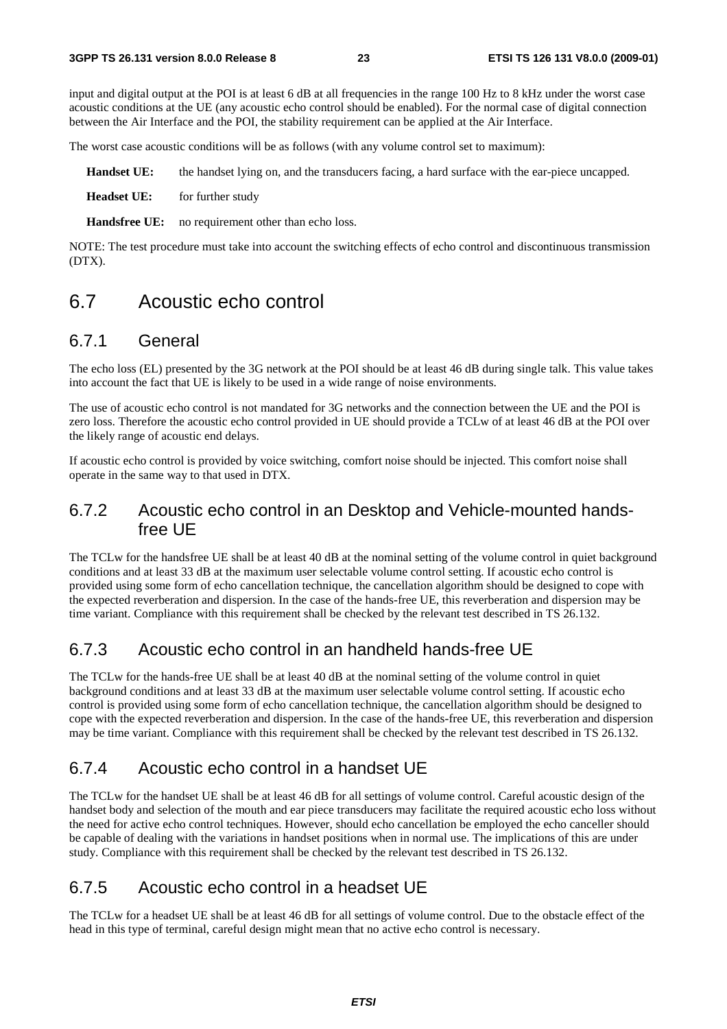input and digital output at the POI is at least 6 dB at all frequencies in the range 100 Hz to 8 kHz under the worst case acoustic conditions at the UE (any acoustic echo control should be enabled). For the normal case of digital connection between the Air Interface and the POI, the stability requirement can be applied at the Air Interface.

The worst case acoustic conditions will be as follows (with any volume control set to maximum):

**Handset UE:** the handset lying on, and the transducers facing, a hard surface with the ear-piece uncapped.

**Headset UE:** for further study

**Handsfree UE:** no requirement other than echo loss.

NOTE: The test procedure must take into account the switching effects of echo control and discontinuous transmission (DTX).

# 6.7 Acoustic echo control

## 6.7.1 General

The echo loss (EL) presented by the 3G network at the POI should be at least 46 dB during single talk. This value takes into account the fact that UE is likely to be used in a wide range of noise environments.

The use of acoustic echo control is not mandated for 3G networks and the connection between the UE and the POI is zero loss. Therefore the acoustic echo control provided in UE should provide a TCLw of at least 46 dB at the POI over the likely range of acoustic end delays.

If acoustic echo control is provided by voice switching, comfort noise should be injected. This comfort noise shall operate in the same way to that used in DTX.

## 6.7.2 Acoustic echo control in an Desktop and Vehicle-mounted hands-free UE

The TCLw for the handsfree UE shall be at least 40 dB at the nominal setting of the volume control in quiet background conditions and at least 33 dB at the maximum user selectable volume control setting. If acoustic echo control is provided using some form of echo cancellation technique, the cancellation algorithm should be designed to cope with the expected reverberation and dispersion. In the case of the hands-free UE, this reverberation and dispersion may be time variant. Compliance with this requirement shall be checked by the relevant test described in TS 26.132.

## 6.7.3 Acoustic echo control in an handheld hands-free UE

The TCLw for the hands-free UE shall be at least 40 dB at the nominal setting of the volume control in quiet background conditions and at least 33 dB at the maximum user selectable volume control setting. If acoustic echo control is provided using some form of echo cancellation technique, the cancellation algorithm should be designed to cope with the expected reverberation and dispersion. In the case of the hands-free UE, this reverberation and dispersion may be time variant. Compliance with this requirement shall be checked by the relevant test described in TS 26.132.

## 6.7.4 Acoustic echo control in a handset UE

The TCLw for the handset UE shall be at least 46 dB for all settings of volume control. Careful acoustic design of the handset body and selection of the mouth and ear piece transducers may facilitate the required acoustic echo loss without the need for active echo control techniques. However, should echo cancellation be employed the echo canceller should be capable of dealing with the variations in handset positions when in normal use. The implications of this are under study. Compliance with this requirement shall be checked by the relevant test described in TS 26.132.

## 6.7.5 Acoustic echo control in a headset UE

The TCLw for a headset UE shall be at least 46 dB for all settings of volume control. Due to the obstacle effect of the head in this type of terminal, careful design might mean that no active echo control is necessary.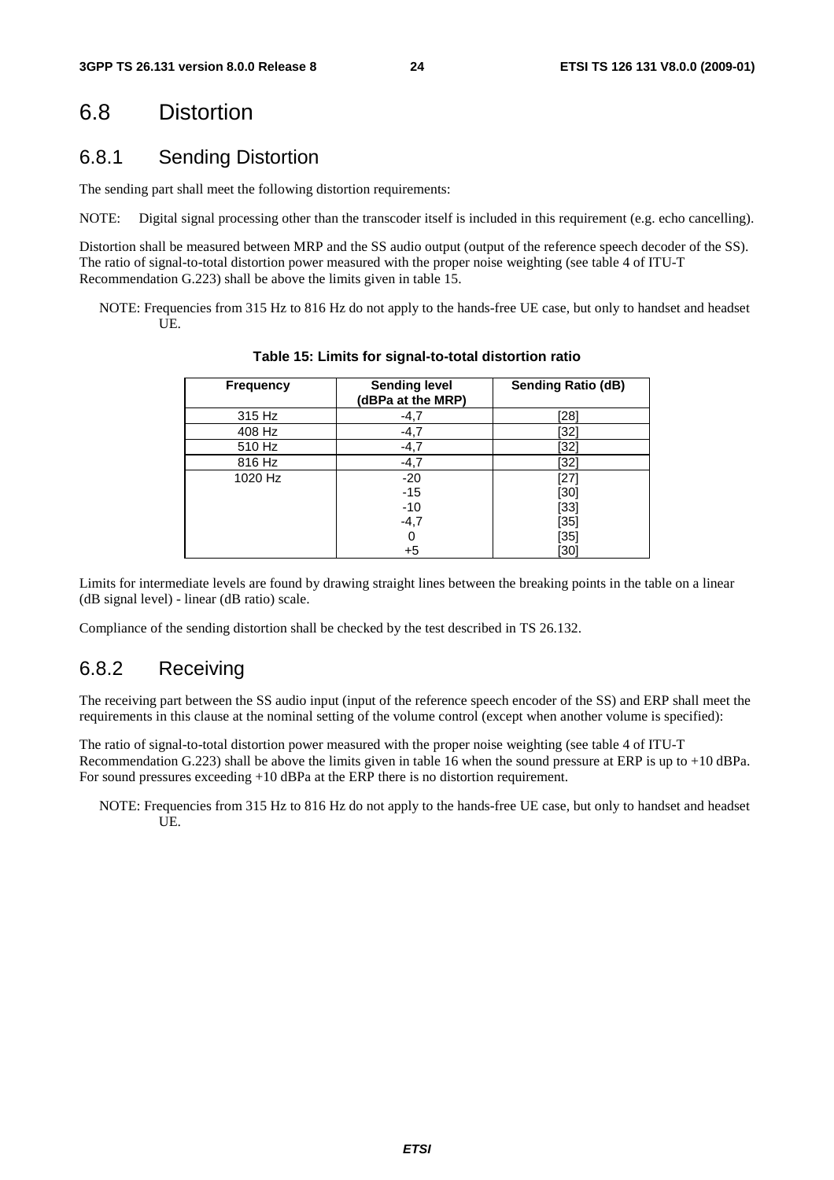## 6.8 Distortion

### 6.8.1 Sending Distortion

The sending part shall meet the following distortion requirements:

NOTE: Digital signal processing other than the transcoder itself is included in this requirement (e.g. echo cancelling).

Distortion shall be measured between MRP and the SS audio output (output of the reference speech decoder of the SS). The ratio of signal-to-total distortion power measured with the proper noise weighting (see table 4 of ITU-T Recommendation G.223) shall be above the limits given in table 15.

NOTE: Frequencies from 315 Hz to 816 Hz do not apply to the hands-free UE case, but only to handset and headset UE.

**Table 15: Limits for signal-to-total distortion ratio**

| Frequency | Sending level (dBPa at the MRP) | Sending Ratio (dB) |
|---|---|---|
| 315 Hz | -4,7 | [28] |
| 408 Hz | -4,7 | [32] |
| 510 Hz | -4,7 | [32] |
| 816 Hz | -4,7 | [32] |
| 1020 Hz | -20 | [27] |
| | -15 | [30] |
| | -10 | [33] |
| | -4,7 | [35] |
| | 0 | [35] |
| | +5 | [30] |

Limits for intermediate levels are found by drawing straight lines between the breaking points in the table on a linear (dB signal level) - linear (dB ratio) scale.

Compliance of the sending distortion shall be checked by the test described in TS 26.132.

### 6.8.2 Receiving

The receiving part between the SS audio input (input of the reference speech encoder of the SS) and ERP shall meet the requirements in this clause at the nominal setting of the volume control (except when another volume is specified):

The ratio of signal-to-total distortion power measured with the proper noise weighting (see table 4 of ITU-T Recommendation G.223) shall be above the limits given in table 16 when the sound pressure at ERP is up to +10 dBPa. For sound pressures exceeding +10 dBPa at the ERP there is no distortion requirement.

NOTE: Frequencies from 315 Hz to 816 Hz do not apply to the hands-free UE case, but only to handset and headset UE.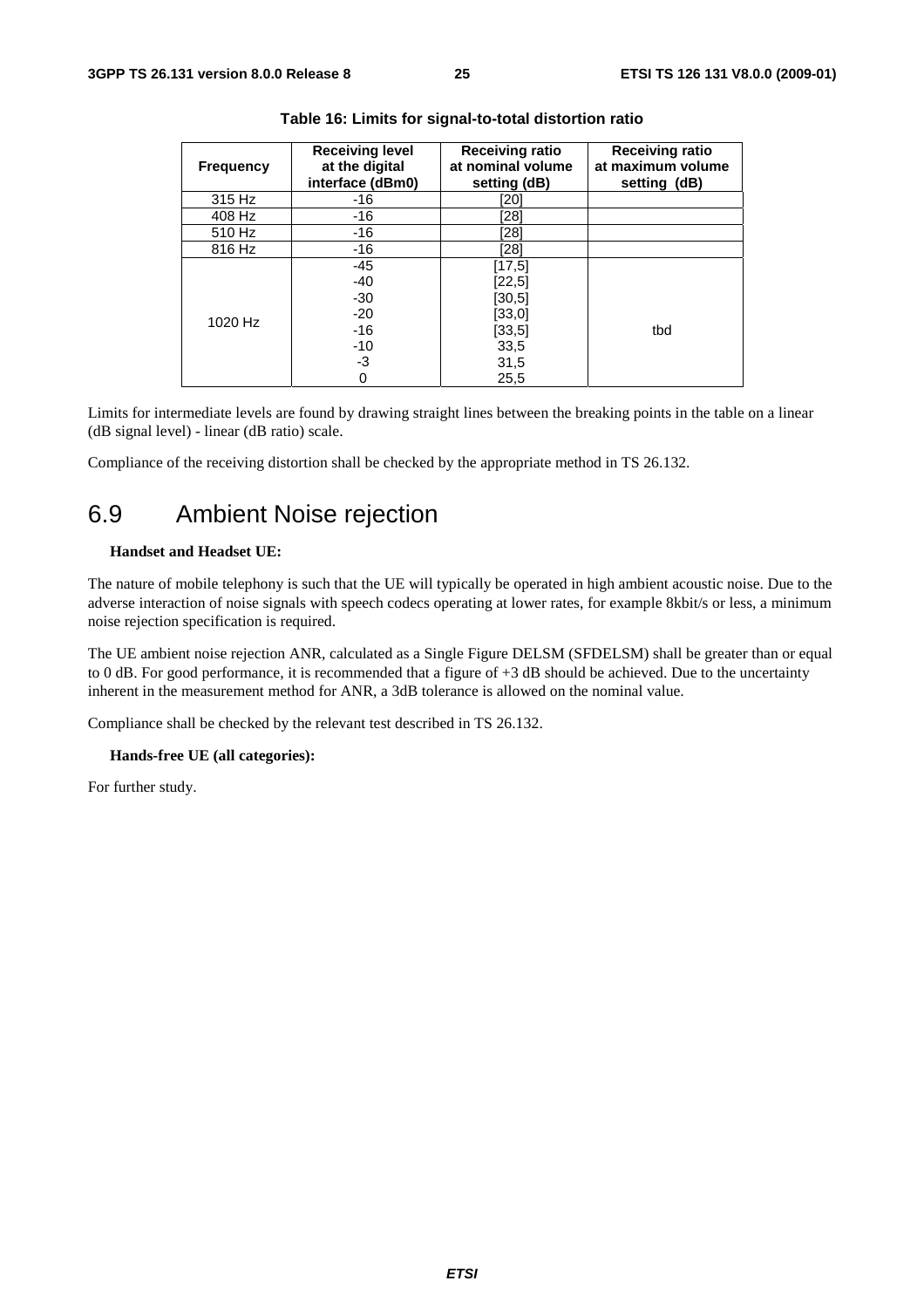**Table 16: Limits for signal-to-total distortion ratio**

| Frequency | Receiving level at the digital interface (dBm0) | Receiving ratio at nominal volume setting (dB) | Receiving ratio at maximum volume setting (dB) |
|---|---|---|---|
| 315 Hz | -16 | [20] | |
| 408 Hz | -16 | [28] | |
| 510 Hz | -16 | [28] | |
| 816 Hz | -16 | [28] | |
| 1020 Hz | -45<br>-40<br>-30<br>-20<br>-16<br>-10<br>-3<br>0 | [17,5]<br>[22,5]<br>[30,5]<br>[33,0]<br>[33,5]<br>33,5<br>31,5<br>25,5 | tbd |

Limits for intermediate levels are found by drawing straight lines between the breaking points in the table on a linear (dB signal level) - linear (dB ratio) scale.

Compliance of the receiving distortion shall be checked by the appropriate method in TS 26.132.

## 6.9 Ambient Noise rejection

**Handset and Headset UE:**

The nature of mobile telephony is such that the UE will typically be operated in high ambient acoustic noise. Due to the adverse interaction of noise signals with speech codecs operating at lower rates, for example 8kbit/s or less, a minimum noise rejection specification is required.

The UE ambient noise rejection ANR, calculated as a Single Figure DELSM (SFDELSM) shall be greater than or equal to 0 dB. For good performance, it is recommended that a figure of +3 dB should be achieved. Due to the uncertainty inherent in the measurement method for ANR, a 3dB tolerance is allowed on the nominal value.

Compliance shall be checked by the relevant test described in TS 26.132.

**Hands-free UE (all categories):**

For further study.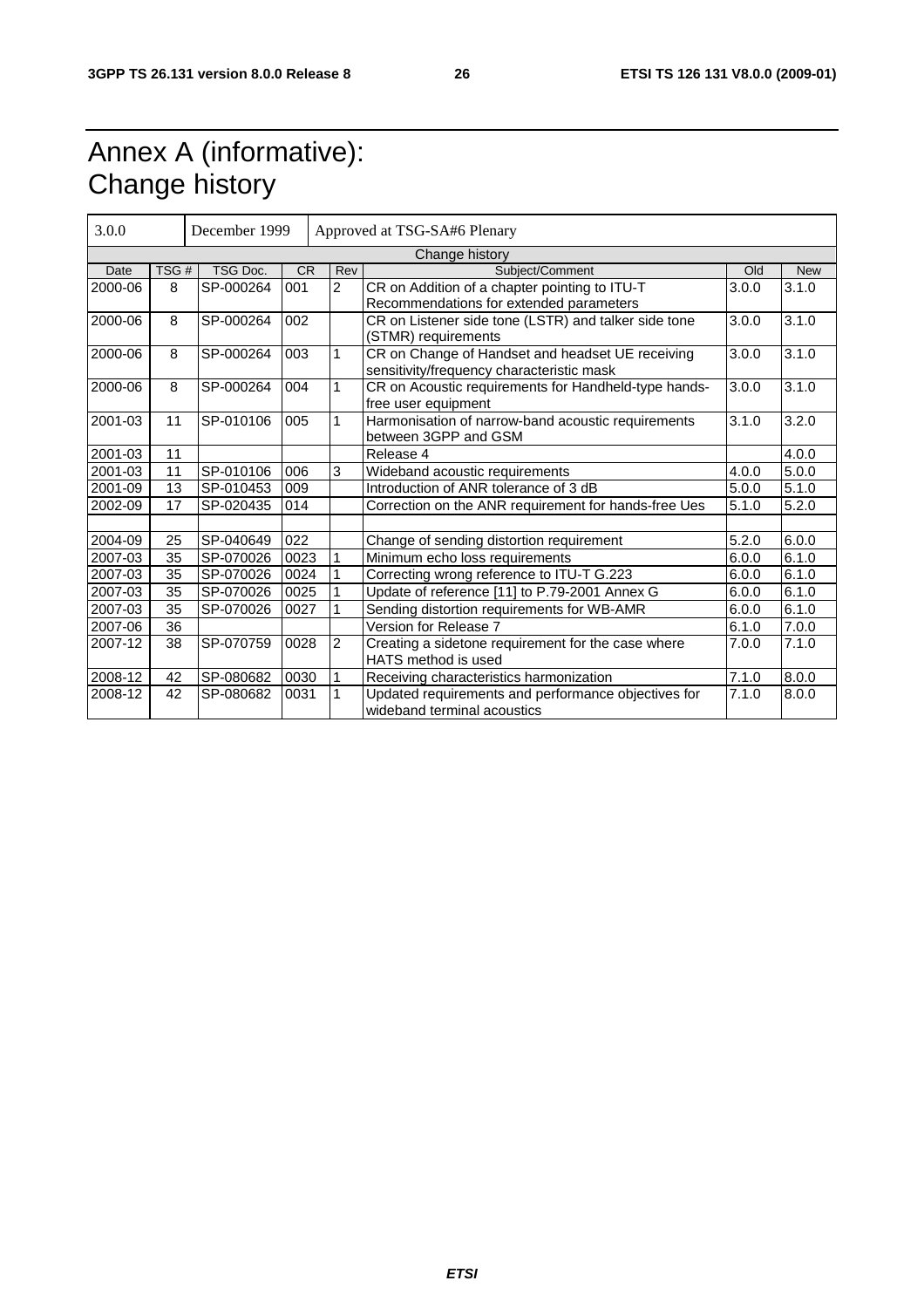# Annex A (informative): Change history

| 3.0.0 | December 1999 | Approved at TSG-SA#6 Plenary | | | | | |
|---|---|---|---|---|---|---|---|
| Change history | | | | | | | |
| Date | TSG # | TSG Doc. | CR | Rev | Subject/Comment | Old | New |
| 2000-06 | 8 | SP-000264 | 001 | 2 | CR on Addition of a chapter pointing to ITU-T Recommendations for extended parameters | 3.0.0 | 3.1.0 |
| 2000-06 | 8 | SP-000264 | 002 | | CR on Listener side tone (LSTR) and talker side tone (STMR) requirements | 3.0.0 | 3.1.0 |
| 2000-06 | 8 | SP-000264 | 003 | 1 | CR on Change of Handset and headset UE receiving sensitivity/frequency characteristic mask | 3.0.0 | 3.1.0 |
| 2000-06 | 8 | SP-000264 | 004 | 1 | CR on Acoustic requirements for Handheld-type hands-free user equipment | 3.0.0 | 3.1.0 |
| 2001-03 | 11 | SP-010106 | 005 | 1 | Harmonisation of narrow-band acoustic requirements between 3GPP and GSM | 3.1.0 | 3.2.0 |
| 2001-03 | 11 | | | | Release 4 | | 4.0.0 |
| 2001-03 | 11 | SP-010106 | 006 | 3 | Wideband acoustic requirements | 4.0.0 | 5.0.0 |
| 2001-09 | 13 | SP-010453 | 009 | | Introduction of ANR tolerance of 3 dB | 5.0.0 | 5.1.0 |
| 2002-09 | 17 | SP-020435 | 014 | | Correction on the ANR requirement for hands-free Ues | 5.1.0 | 5.2.0 |
| | | | | | | | |
| 2004-09 | 25 | SP-040649 | 022 | | Change of sending distortion requirement | 5.2.0 | 6.0.0 |
| 2007-03 | 35 | SP-070026 | 0023 | 1 | Minimum echo loss requirements | 6.0.0 | 6.1.0 |
| 2007-03 | 35 | SP-070026 | 0024 | 1 | Correcting wrong reference to ITU-T G.223 | 6.0.0 | 6.1.0 |
| 2007-03 | 35 | SP-070026 | 0025 | 1 | Update of reference [11] to P.79-2001 Annex G | 6.0.0 | 6.1.0 |
| 2007-03 | 35 | SP-070026 | 0027 | 1 | Sending distortion requirements for WB-AMR | 6.0.0 | 6.1.0 |
| 2007-06 | 36 | | | | Version for Release 7 | 6.1.0 | 7.0.0 |
| 2007-12 | 38 | SP-070759 | 0028 | 2 | Creating a sidetone requirement for the case where HATS method is used | 7.0.0 | 7.1.0 |
| 2008-12 | 42 | SP-080682 | 0030 | 1 | Receiving characteristics harmonization | 7.1.0 | 8.0.0 |
| 2008-12 | 42 | SP-080682 | 0031 | 1 | Updated requirements and performance objectives for wideband terminal acoustics | 7.1.0 | 8.0.0 |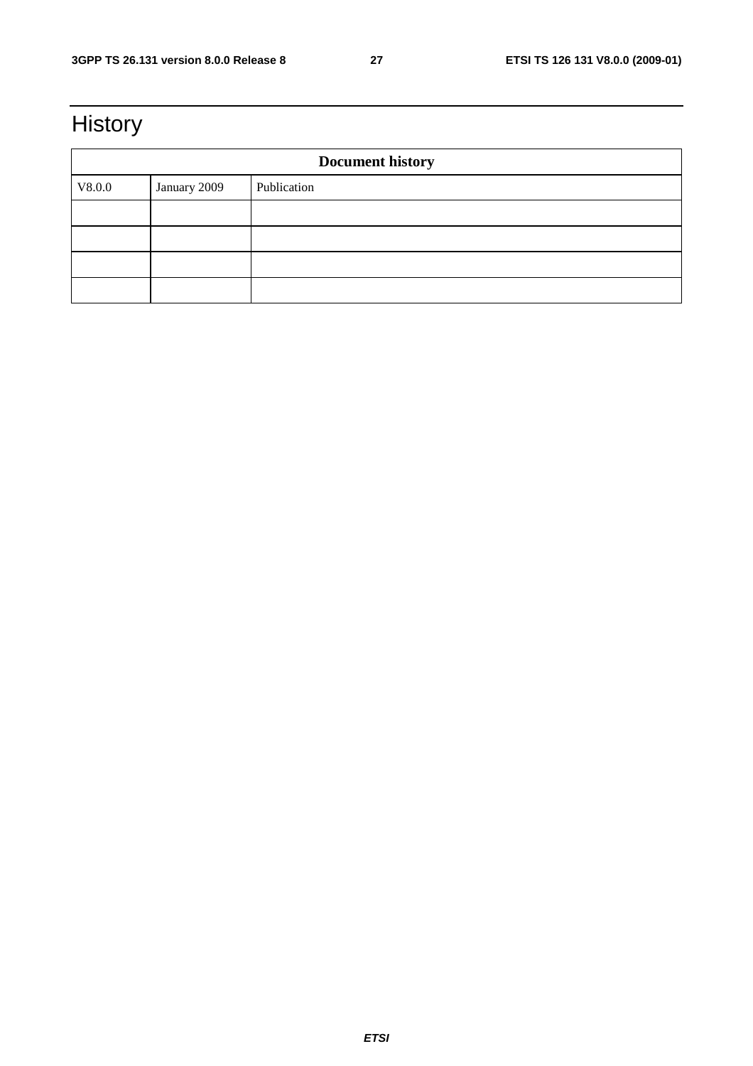# History

| Document history | | |
|---|---|---|
| V8.0.0 | January 2009 | Publication |
| | | |
| | | |
| | | |
| | | |